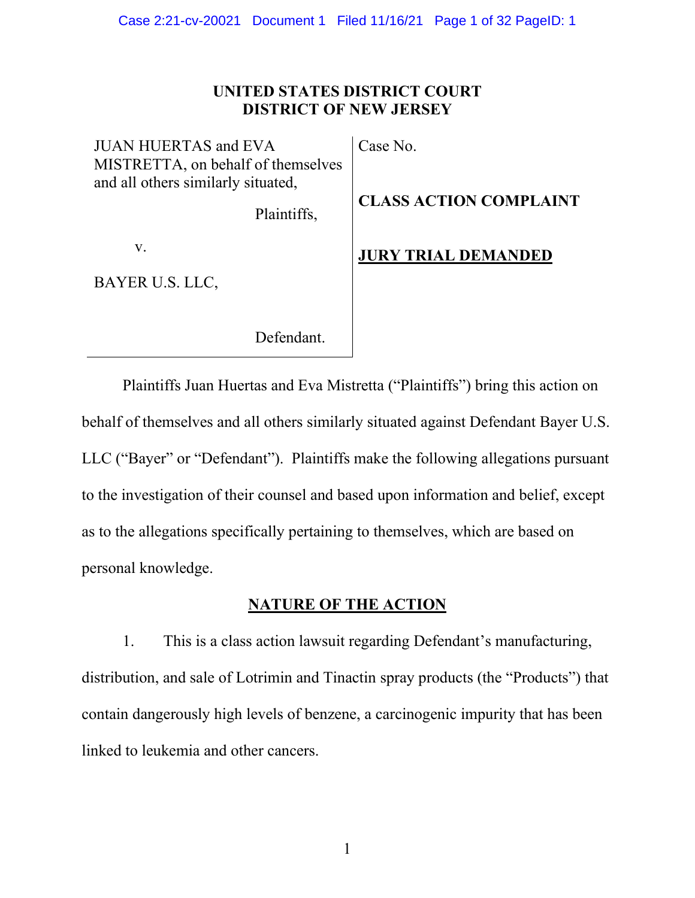# UNITED STATES DISTRICT COURT
# DISTRICT OF NEW JERSEY

| | |
|---|---|
| JUAN HUERTAS and EVA MISTRETTA, on behalf of themselves and all others similarly situated,<br><br>Plaintiffs,<br><br>v.<br><br>BAYER U.S. LLC,<br><br>Defendant. | Case No.<br><br>**CLASS ACTION COMPLAINT**<br><br>**JURY TRIAL DEMANDED** |

Plaintiffs Juan Huertas and Eva Mistretta ("Plaintiffs") bring this action on behalf of themselves and all others similarly situated against Defendant Bayer U.S. LLC ("Bayer" or "Defendant"). Plaintiffs make the following allegations pursuant to the investigation of their counsel and based upon information and belief, except as to the allegations specifically pertaining to themselves, which are based on personal knowledge.

## NATURE OF THE ACTION

1. This is a class action lawsuit regarding Defendant's manufacturing, distribution, and sale of Lotrimin and Tinactin spray products (the "Products") that contain dangerously high levels of benzene, a carcinogenic impurity that has been linked to leukemia and other cancers.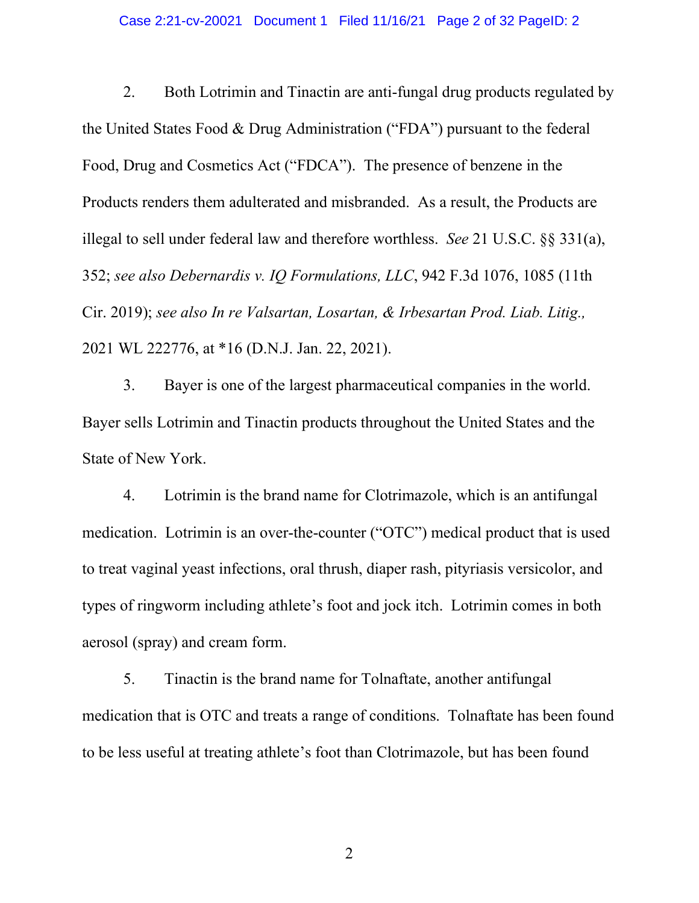2. Both Lotrimin and Tinactin are anti-fungal drug products regulated by the United States Food & Drug Administration ("FDA") pursuant to the federal Food, Drug and Cosmetics Act ("FDCA"). The presence of benzene in the Products renders them adulterated and misbranded. As a result, the Products are illegal to sell under federal law and therefore worthless. *See* 21 U.S.C. §§ 331(a), 352; *see also Debernardis v. IQ Formulations, LLC*, 942 F.3d 1076, 1085 (11th Cir. 2019); *see also In re Valsartan, Losartan, & Irbesartan Prod. Liab. Litig.,* 2021 WL 222776, at *16 (D.N.J. Jan. 22, 2021).

3. Bayer is one of the largest pharmaceutical companies in the world. Bayer sells Lotrimin and Tinactin products throughout the United States and the State of New York.

4. Lotrimin is the brand name for Clotrimazole, which is an antifungal medication. Lotrimin is an over-the-counter ("OTC") medical product that is used to treat vaginal yeast infections, oral thrush, diaper rash, pityriasis versicolor, and types of ringworm including athlete's foot and jock itch. Lotrimin comes in both aerosol (spray) and cream form.

5. Tinactin is the brand name for Tolnaftate, another antifungal medication that is OTC and treats a range of conditions. Tolnaftate has been found to be less useful at treating athlete's foot than Clotrimazole, but has been found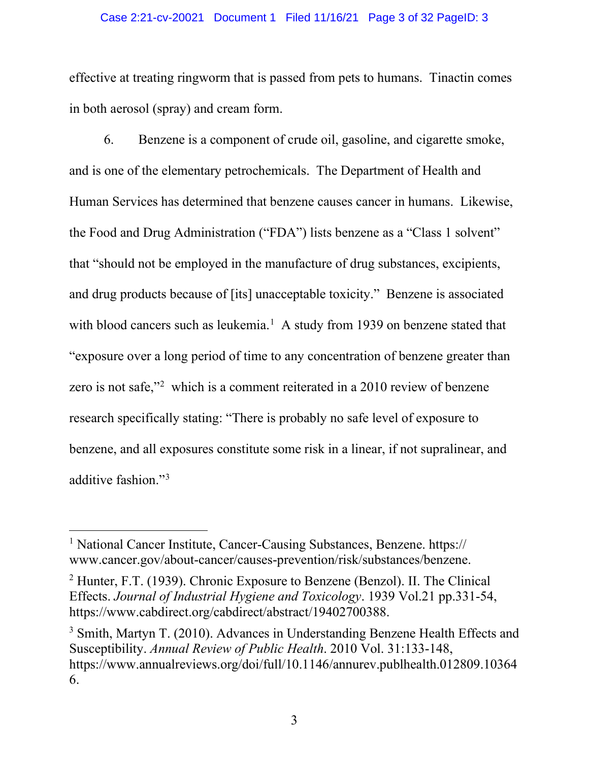effective at treating ringworm that is passed from pets to humans. Tinactin comes in both aerosol (spray) and cream form.

6. Benzene is a component of crude oil, gasoline, and cigarette smoke, and is one of the elementary petrochemicals. The Department of Health and Human Services has determined that benzene causes cancer in humans. Likewise, the Food and Drug Administration ("FDA") lists benzene as a "Class 1 solvent" that "should not be employed in the manufacture of drug substances, excipients, and drug products because of [its] unacceptable toxicity." Benzene is associated with blood cancers such as leukemia.[1] A study from 1939 on benzene stated that "exposure over a long period of time to any concentration of benzene greater than zero is not safe,"[2] which is a comment reiterated in a 2010 review of benzene research specifically stating: "There is probably no safe level of exposure to benzene, and all exposures constitute some risk in a linear, if not supralinear, and additive fashion."[3]

---

[1] National Cancer Institute, Cancer-Causing Substances, Benzene. https://www.cancer.gov/about-cancer/causes-prevention/risk/substances/benzene.

[2] Hunter, F.T. (1939). Chronic Exposure to Benzene (Benzol). II. The Clinical Effects. *Journal of Industrial Hygiene and Toxicology*. 1939 Vol.21 pp.331-54, https://www.cabdirect.org/cabdirect/abstract/19402700388.

[3] Smith, Martyn T. (2010). Advances in Understanding Benzene Health Effects and Susceptibility. *Annual Review of Public Health*. 2010 Vol. 31:133-148, https://www.annualreviews.org/doi/full/10.1146/annurev.publhealth.012809.103646.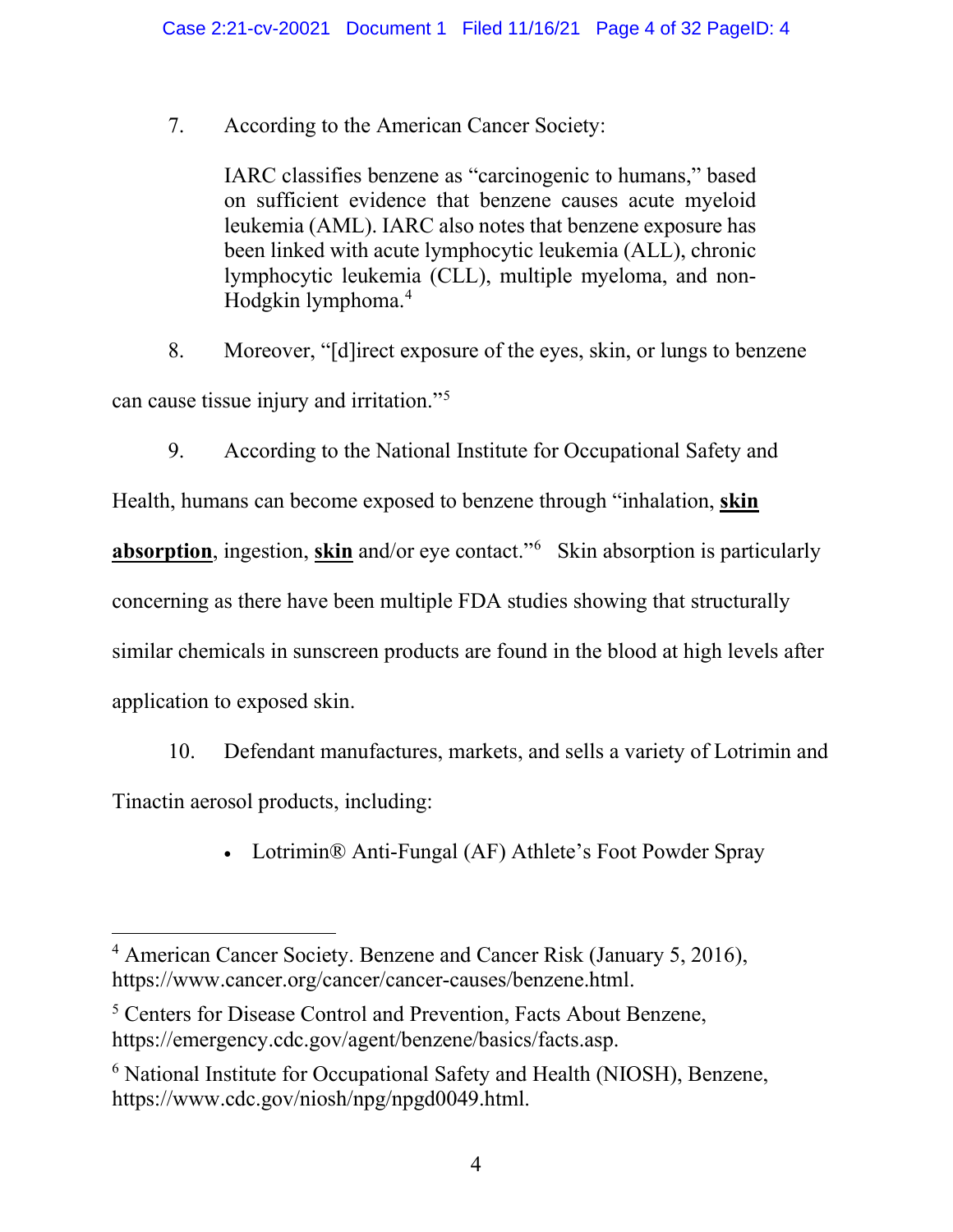7. According to the American Cancer Society:

> IARC classifies benzene as "carcinogenic to humans," based on sufficient evidence that benzene causes acute myeloid leukemia (AML). IARC also notes that benzene exposure has been linked with acute lymphocytic leukemia (ALL), chronic lymphocytic leukemia (CLL), multiple myeloma, and non-Hodgkin lymphoma.[4]

8. Moreover, "[d]irect exposure of the eyes, skin, or lungs to benzene can cause tissue injury and irritation."[5]

9. According to the National Institute for Occupational Safety and Health, humans can become exposed to benzene through "inhalation, **skin absorption**, ingestion, **skin** and/or eye contact."[6] Skin absorption is particularly concerning as there have been multiple FDA studies showing that structurally similar chemicals in sunscreen products are found in the blood at high levels after application to exposed skin.

10. Defendant manufactures, markets, and sells a variety of Lotrimin and Tinactin aerosol products, including:

- Lotrimin® Anti-Fungal (AF) Athlete's Foot Powder Spray

---

[4] American Cancer Society. Benzene and Cancer Risk (January 5, 2016), https://www.cancer.org/cancer/cancer-causes/benzene.html.

[5] Centers for Disease Control and Prevention, Facts About Benzene, https://emergency.cdc.gov/agent/benzene/basics/facts.asp.

[6] National Institute for Occupational Safety and Health (NIOSH), Benzene, https://www.cdc.gov/niosh/npg/npgd0049.html.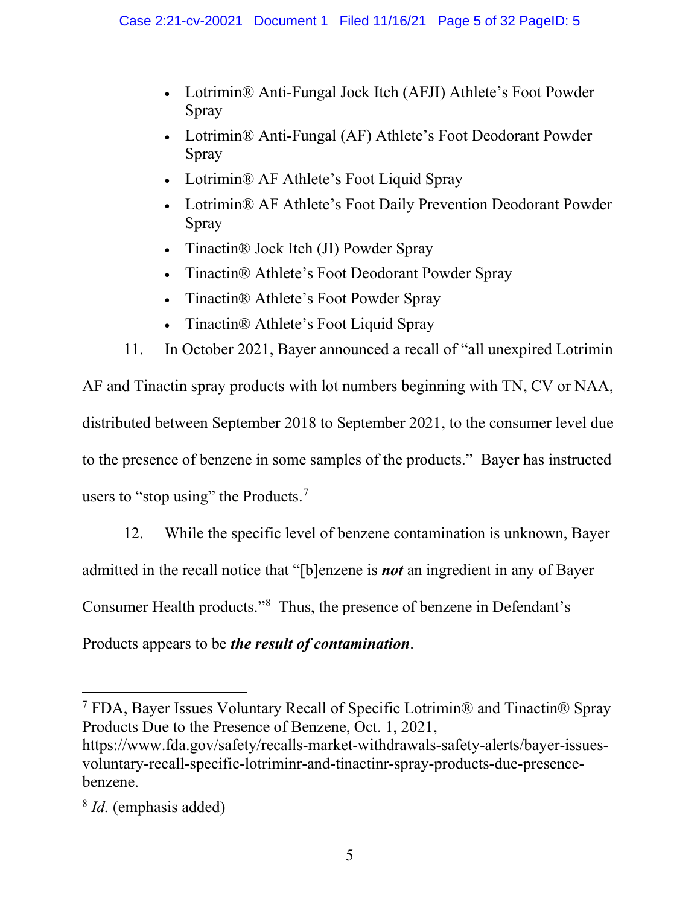- Lotrimin® Anti-Fungal Jock Itch (AFJI) Athlete's Foot Powder Spray
- Lotrimin® Anti-Fungal (AF) Athlete's Foot Deodorant Powder Spray
- Lotrimin® AF Athlete's Foot Liquid Spray
- Lotrimin® AF Athlete's Foot Daily Prevention Deodorant Powder Spray
- Tinactin® Jock Itch (JI) Powder Spray
- Tinactin® Athlete's Foot Deodorant Powder Spray
- Tinactin® Athlete's Foot Powder Spray
- Tinactin® Athlete's Foot Liquid Spray

11. In October 2021, Bayer announced a recall of "all unexpired Lotrimin AF and Tinactin spray products with lot numbers beginning with TN, CV or NAA, distributed between September 2018 to September 2021, to the consumer level due to the presence of benzene in some samples of the products." Bayer has instructed users to "stop using" the Products.[7]

12. While the specific level of benzene contamination is unknown, Bayer admitted in the recall notice that "[b]enzene is ***not*** an ingredient in any of Bayer Consumer Health products."[8] Thus, the presence of benzene in Defendant's Products appears to be ***the result of contamination***.

---

[7] FDA, Bayer Issues Voluntary Recall of Specific Lotrimin® and Tinactin® Spray Products Due to the Presence of Benzene, Oct. 1, 2021, https://www.fda.gov/safety/recalls-market-withdrawals-safety-alerts/bayer-issues-voluntary-recall-specific-lotriminr-and-tinactinr-spray-products-due-presence-benzene.

[8] *Id.* (emphasis added)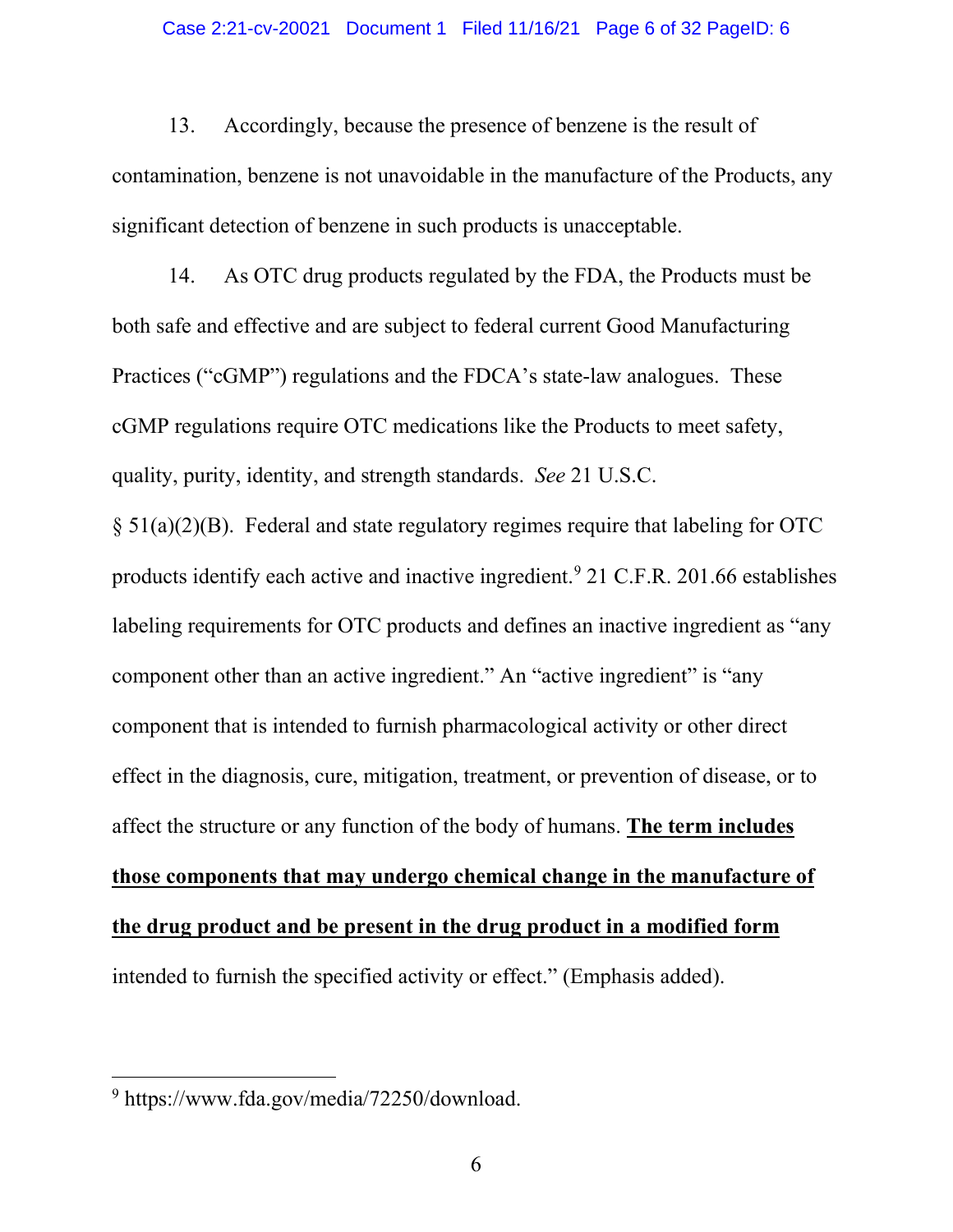13. Accordingly, because the presence of benzene is the result of contamination, benzene is not unavoidable in the manufacture of the Products, any significant detection of benzene in such products is unacceptable.

14. As OTC drug products regulated by the FDA, the Products must be both safe and effective and are subject to federal current Good Manufacturing Practices ("cGMP") regulations and the FDCA's state-law analogues. These cGMP regulations require OTC medications like the Products to meet safety, quality, purity, identity, and strength standards. *See* 21 U.S.C. § 51(a)(2)(B). Federal and state regulatory regimes require that labeling for OTC products identify each active and inactive ingredient.[9] 21 C.F.R. 201.66 establishes labeling requirements for OTC products and defines an inactive ingredient as "any component other than an active ingredient." An "active ingredient" is "any component that is intended to furnish pharmacological activity or other direct effect in the diagnosis, cure, mitigation, treatment, or prevention of disease, or to affect the structure or any function of the body of humans. **<u>The term includes those components that may undergo chemical change in the manufacture of the drug product and be present in the drug product in a modified form</u>** intended to furnish the specified activity or effect." (Emphasis added).

---

[9] https://www.fda.gov/media/72250/download.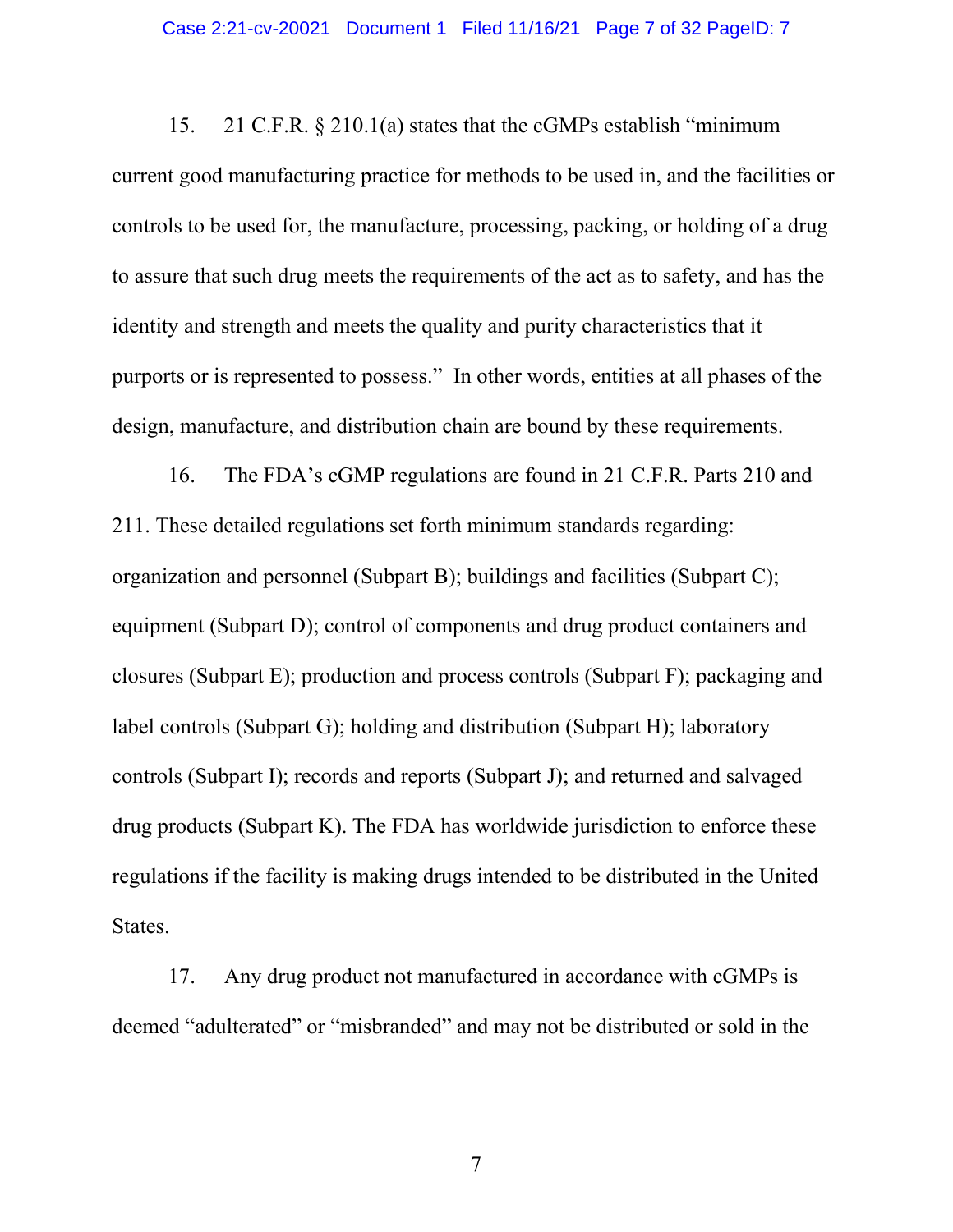15. 21 C.F.R. § 210.1(a) states that the cGMPs establish "minimum current good manufacturing practice for methods to be used in, and the facilities or controls to be used for, the manufacture, processing, packing, or holding of a drug to assure that such drug meets the requirements of the act as to safety, and has the identity and strength and meets the quality and purity characteristics that it purports or is represented to possess." In other words, entities at all phases of the design, manufacture, and distribution chain are bound by these requirements.

16. The FDA's cGMP regulations are found in 21 C.F.R. Parts 210 and 211. These detailed regulations set forth minimum standards regarding: organization and personnel (Subpart B); buildings and facilities (Subpart C); equipment (Subpart D); control of components and drug product containers and closures (Subpart E); production and process controls (Subpart F); packaging and label controls (Subpart G); holding and distribution (Subpart H); laboratory controls (Subpart I); records and reports (Subpart J); and returned and salvaged drug products (Subpart K). The FDA has worldwide jurisdiction to enforce these regulations if the facility is making drugs intended to be distributed in the United States.

17. Any drug product not manufactured in accordance with cGMPs is deemed "adulterated" or "misbranded" and may not be distributed or sold in the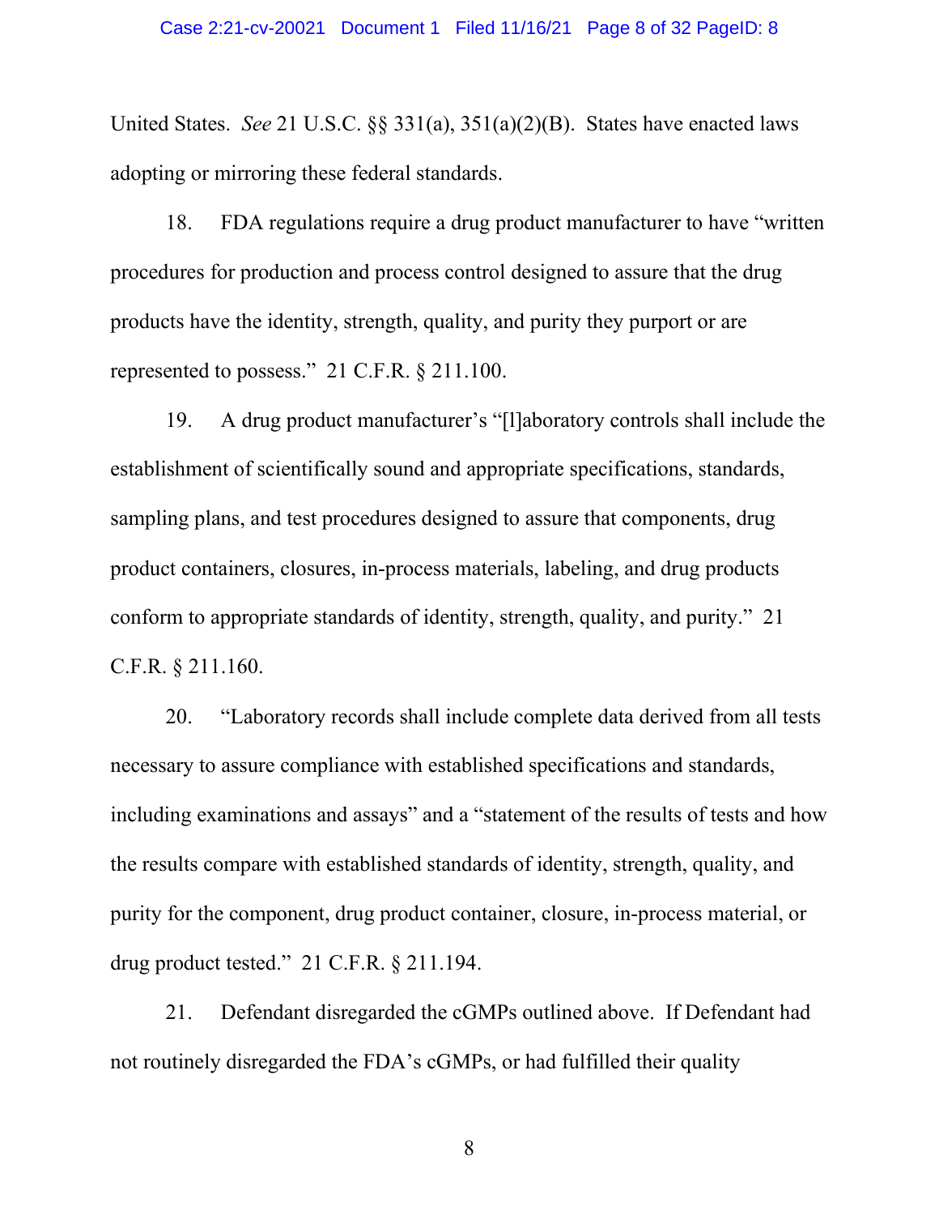United States. *See* 21 U.S.C. §§ 331(a), 351(a)(2)(B). States have enacted laws adopting or mirroring these federal standards.

18. FDA regulations require a drug product manufacturer to have "written procedures for production and process control designed to assure that the drug products have the identity, strength, quality, and purity they purport or are represented to possess." 21 C.F.R. § 211.100.

19. A drug product manufacturer's "[l]aboratory controls shall include the establishment of scientifically sound and appropriate specifications, standards, sampling plans, and test procedures designed to assure that components, drug product containers, closures, in-process materials, labeling, and drug products conform to appropriate standards of identity, strength, quality, and purity." 21 C.F.R. § 211.160.

20. "Laboratory records shall include complete data derived from all tests necessary to assure compliance with established specifications and standards, including examinations and assays" and a "statement of the results of tests and how the results compare with established standards of identity, strength, quality, and purity for the component, drug product container, closure, in-process material, or drug product tested." 21 C.F.R. § 211.194.

21. Defendant disregarded the cGMPs outlined above. If Defendant had not routinely disregarded the FDA's cGMPs, or had fulfilled their quality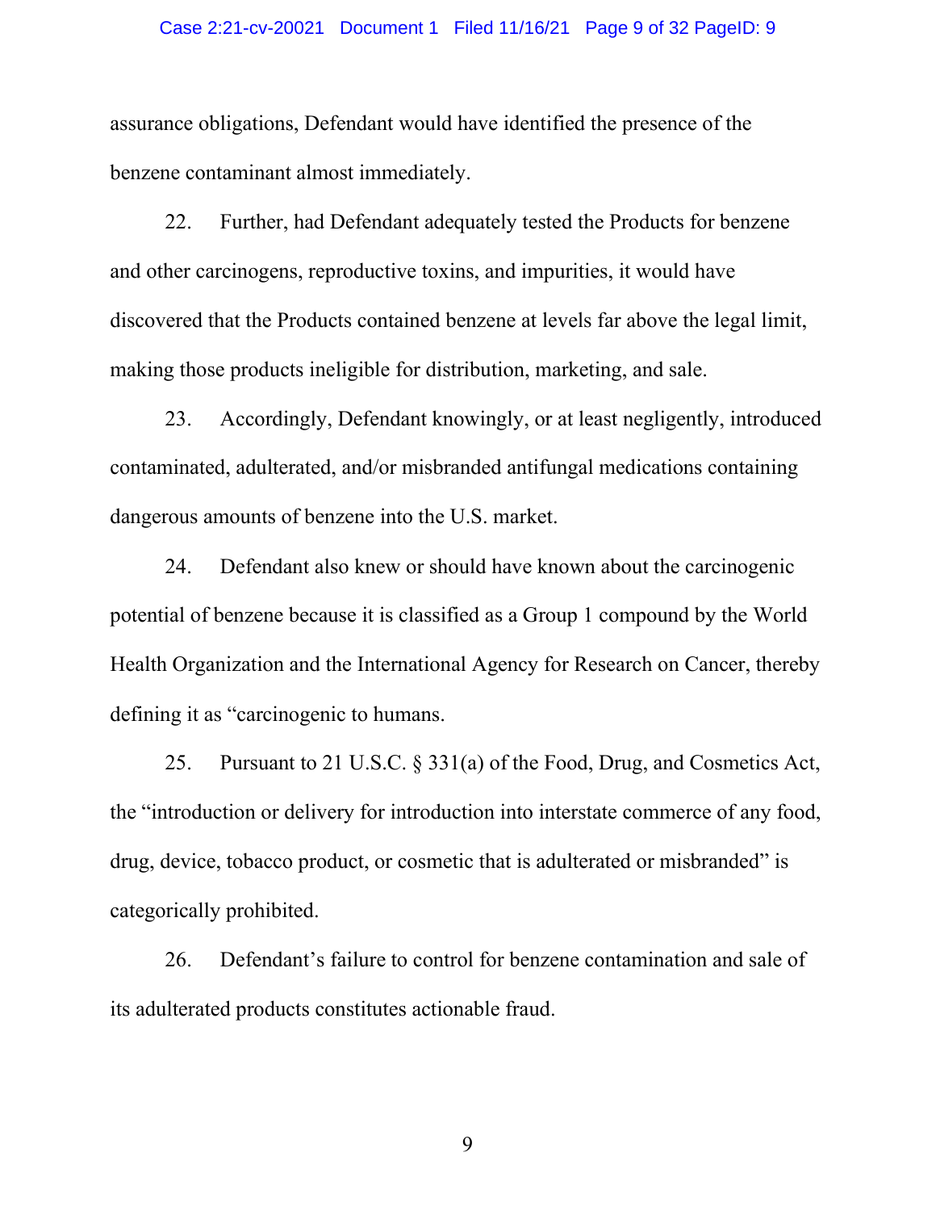assurance obligations, Defendant would have identified the presence of the benzene contaminant almost immediately.

22. Further, had Defendant adequately tested the Products for benzene and other carcinogens, reproductive toxins, and impurities, it would have discovered that the Products contained benzene at levels far above the legal limit, making those products ineligible for distribution, marketing, and sale.

23. Accordingly, Defendant knowingly, or at least negligently, introduced contaminated, adulterated, and/or misbranded antifungal medications containing dangerous amounts of benzene into the U.S. market.

24. Defendant also knew or should have known about the carcinogenic potential of benzene because it is classified as a Group 1 compound by the World Health Organization and the International Agency for Research on Cancer, thereby defining it as "carcinogenic to humans.

25. Pursuant to 21 U.S.C. § 331(a) of the Food, Drug, and Cosmetics Act, the "introduction or delivery for introduction into interstate commerce of any food, drug, device, tobacco product, or cosmetic that is adulterated or misbranded" is categorically prohibited.

26. Defendant's failure to control for benzene contamination and sale of its adulterated products constitutes actionable fraud.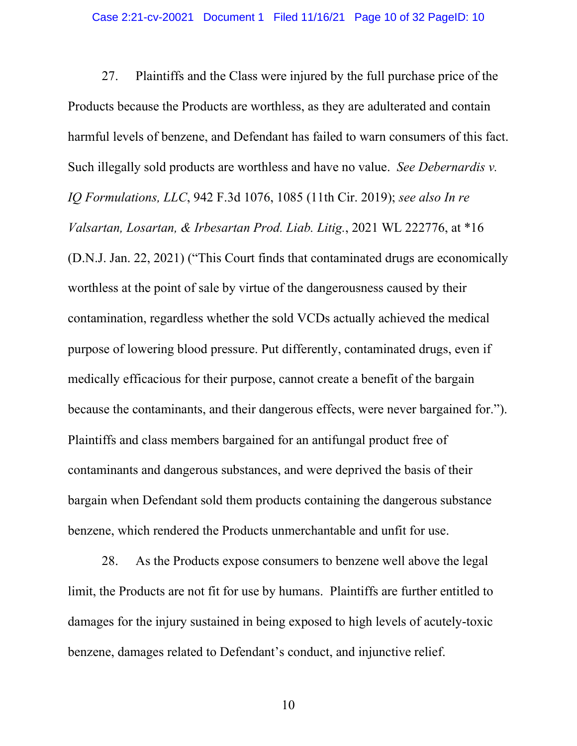27. Plaintiffs and the Class were injured by the full purchase price of the Products because the Products are worthless, as they are adulterated and contain harmful levels of benzene, and Defendant has failed to warn consumers of this fact. Such illegally sold products are worthless and have no value. *See Debernardis v. IQ Formulations, LLC*, 942 F.3d 1076, 1085 (11th Cir. 2019); *see also In re Valsartan, Losartan, & Irbesartan Prod. Liab. Litig.*, 2021 WL 222776, at *16 (D.N.J. Jan. 22, 2021) ("This Court finds that contaminated drugs are economically worthless at the point of sale by virtue of the dangerousness caused by their contamination, regardless whether the sold VCDs actually achieved the medical purpose of lowering blood pressure. Put differently, contaminated drugs, even if medically efficacious for their purpose, cannot create a benefit of the bargain because the contaminants, and their dangerous effects, were never bargained for."). Plaintiffs and class members bargained for an antifungal product free of contaminants and dangerous substances, and were deprived the basis of their bargain when Defendant sold them products containing the dangerous substance benzene, which rendered the Products unmerchantable and unfit for use.

28. As the Products expose consumers to benzene well above the legal limit, the Products are not fit for use by humans. Plaintiffs are further entitled to damages for the injury sustained in being exposed to high levels of acutely-toxic benzene, damages related to Defendant's conduct, and injunctive relief.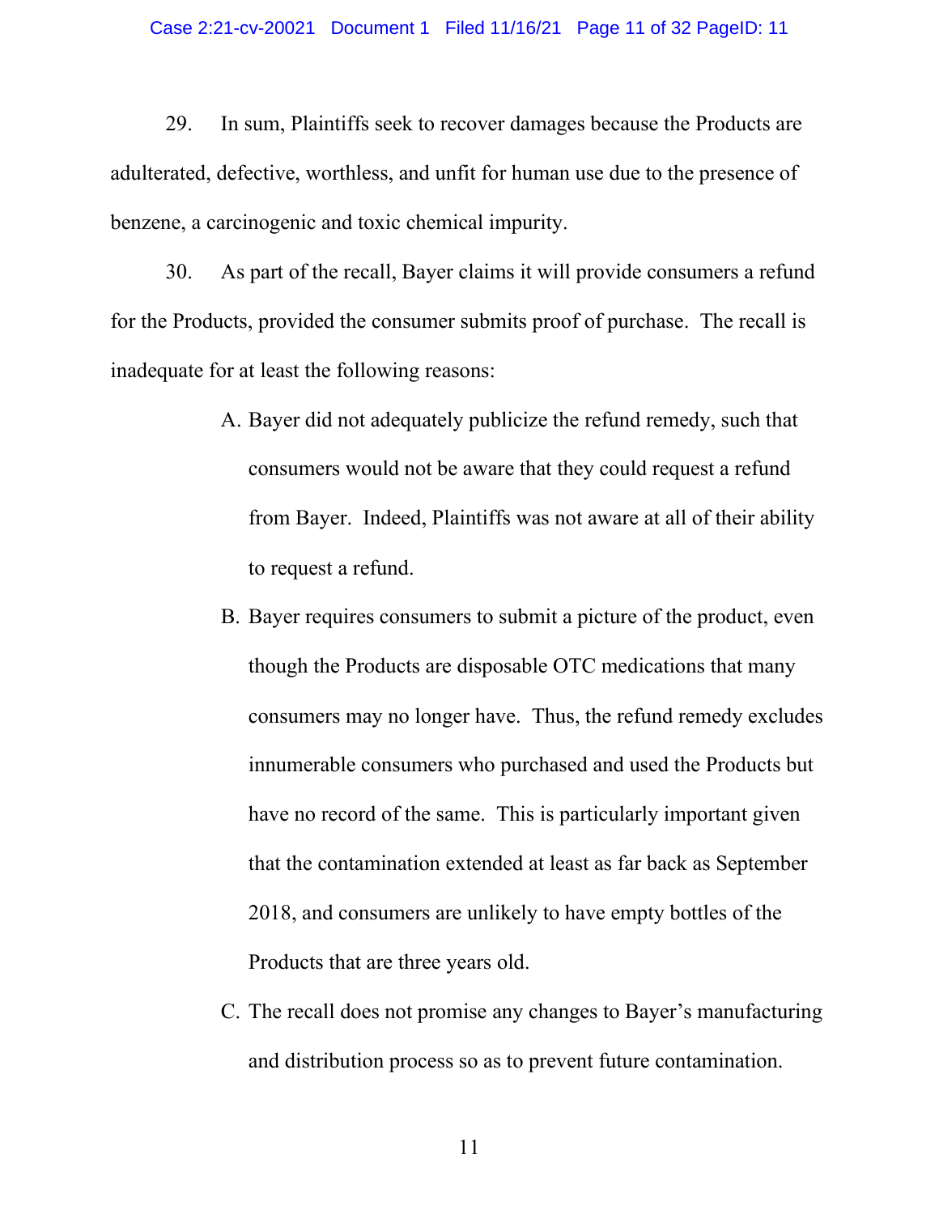29. In sum, Plaintiffs seek to recover damages because the Products are adulterated, defective, worthless, and unfit for human use due to the presence of benzene, a carcinogenic and toxic chemical impurity.

30. As part of the recall, Bayer claims it will provide consumers a refund for the Products, provided the consumer submits proof of purchase. The recall is inadequate for at least the following reasons:

A. Bayer did not adequately publicize the refund remedy, such that consumers would not be aware that they could request a refund from Bayer. Indeed, Plaintiffs was not aware at all of their ability to request a refund.

B. Bayer requires consumers to submit a picture of the product, even though the Products are disposable OTC medications that many consumers may no longer have. Thus, the refund remedy excludes innumerable consumers who purchased and used the Products but have no record of the same. This is particularly important given that the contamination extended at least as far back as September 2018, and consumers are unlikely to have empty bottles of the Products that are three years old.

C. The recall does not promise any changes to Bayer's manufacturing and distribution process so as to prevent future contamination.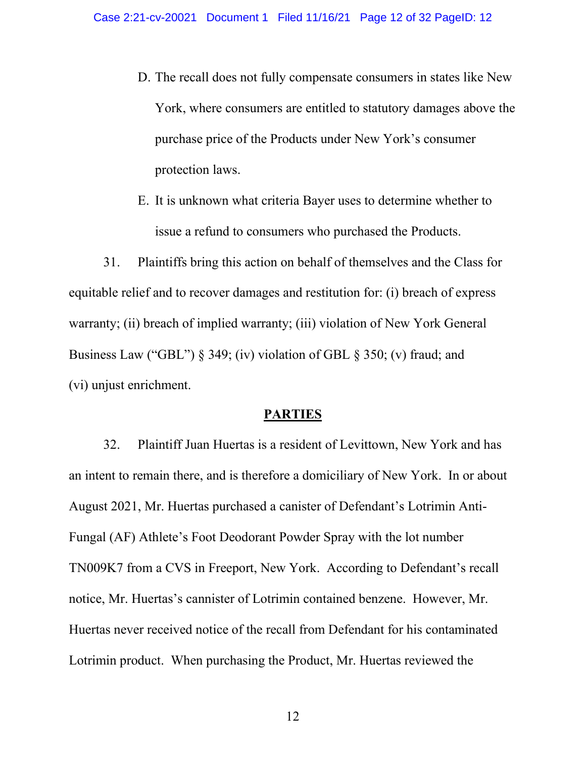D. The recall does not fully compensate consumers in states like New York, where consumers are entitled to statutory damages above the purchase price of the Products under New York's consumer protection laws.

E. It is unknown what criteria Bayer uses to determine whether to issue a refund to consumers who purchased the Products.

31. Plaintiffs bring this action on behalf of themselves and the Class for equitable relief and to recover damages and restitution for: (i) breach of express warranty; (ii) breach of implied warranty; (iii) violation of New York General Business Law ("GBL") § 349; (iv) violation of GBL § 350; (v) fraud; and (vi) unjust enrichment.

## PARTIES

32. Plaintiff Juan Huertas is a resident of Levittown, New York and has an intent to remain there, and is therefore a domiciliary of New York. In or about August 2021, Mr. Huertas purchased a canister of Defendant's Lotrimin Anti-Fungal (AF) Athlete's Foot Deodorant Powder Spray with the lot number TN009K7 from a CVS in Freeport, New York. According to Defendant's recall notice, Mr. Huertas's cannister of Lotrimin contained benzene. However, Mr. Huertas never received notice of the recall from Defendant for his contaminated Lotrimin product. When purchasing the Product, Mr. Huertas reviewed the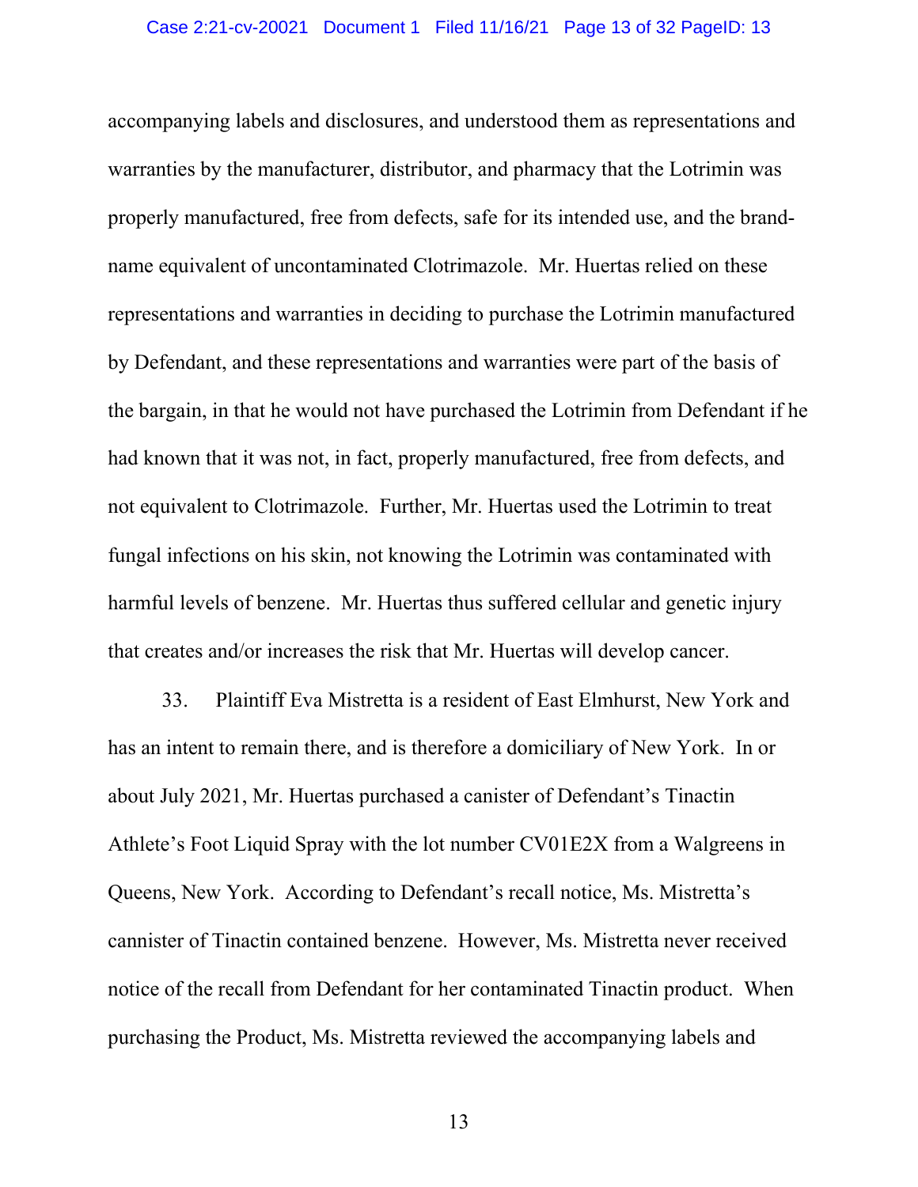accompanying labels and disclosures, and understood them as representations and warranties by the manufacturer, distributor, and pharmacy that the Lotrimin was properly manufactured, free from defects, safe for its intended use, and the brand-name equivalent of uncontaminated Clotrimazole. Mr. Huertas relied on these representations and warranties in deciding to purchase the Lotrimin manufactured by Defendant, and these representations and warranties were part of the basis of the bargain, in that he would not have purchased the Lotrimin from Defendant if he had known that it was not, in fact, properly manufactured, free from defects, and not equivalent to Clotrimazole. Further, Mr. Huertas used the Lotrimin to treat fungal infections on his skin, not knowing the Lotrimin was contaminated with harmful levels of benzene. Mr. Huertas thus suffered cellular and genetic injury that creates and/or increases the risk that Mr. Huertas will develop cancer.

33. Plaintiff Eva Mistretta is a resident of East Elmhurst, New York and has an intent to remain there, and is therefore a domiciliary of New York. In or about July 2021, Mr. Huertas purchased a canister of Defendant's Tinactin Athlete's Foot Liquid Spray with the lot number CV01E2X from a Walgreens in Queens, New York. According to Defendant's recall notice, Ms. Mistretta's cannister of Tinactin contained benzene. However, Ms. Mistretta never received notice of the recall from Defendant for her contaminated Tinactin product. When purchasing the Product, Ms. Mistretta reviewed the accompanying labels and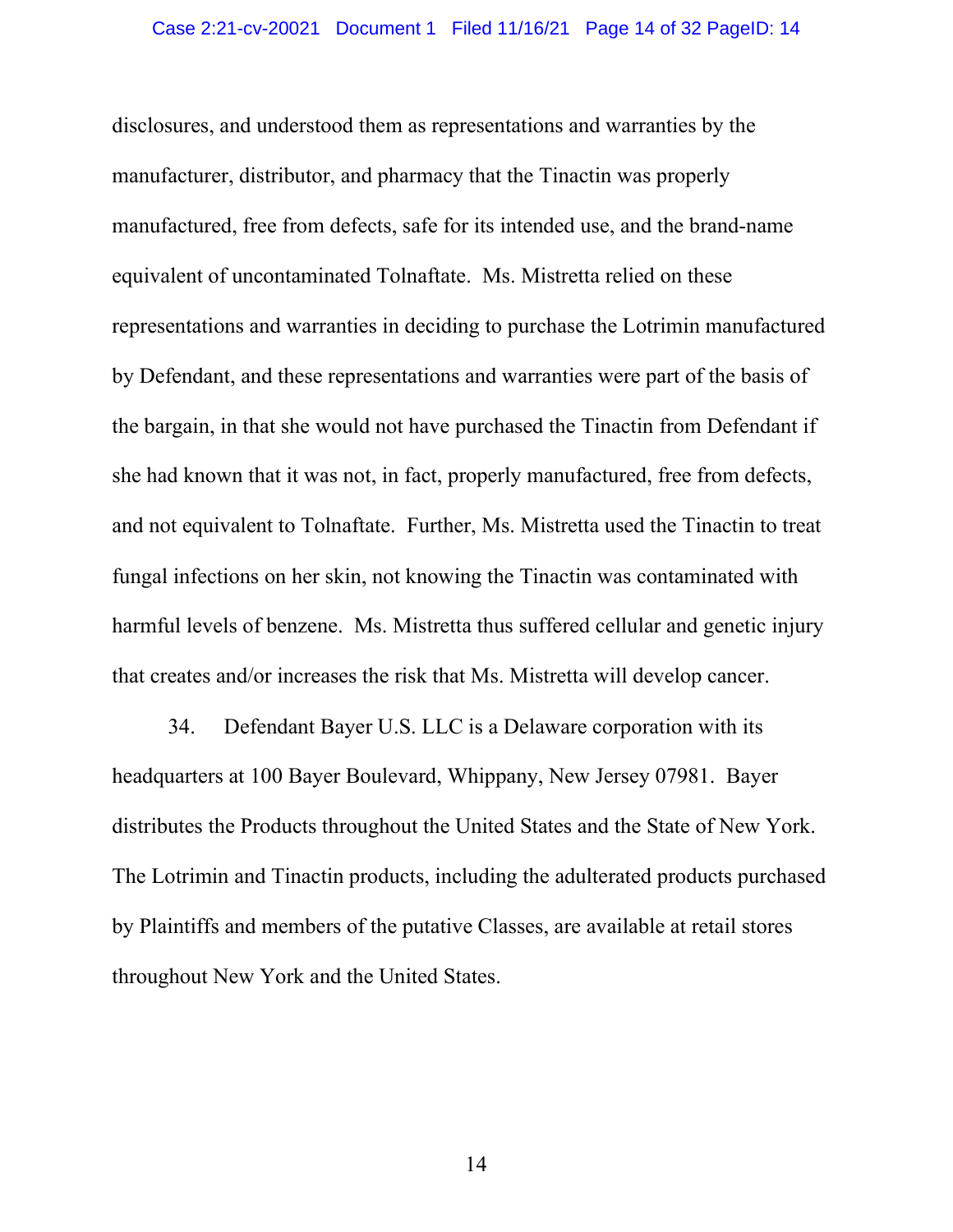disclosures, and understood them as representations and warranties by the manufacturer, distributor, and pharmacy that the Tinactin was properly manufactured, free from defects, safe for its intended use, and the brand-name equivalent of uncontaminated Tolnaftate. Ms. Mistretta relied on these representations and warranties in deciding to purchase the Lotrimin manufactured by Defendant, and these representations and warranties were part of the basis of the bargain, in that she would not have purchased the Tinactin from Defendant if she had known that it was not, in fact, properly manufactured, free from defects, and not equivalent to Tolnaftate. Further, Ms. Mistretta used the Tinactin to treat fungal infections on her skin, not knowing the Tinactin was contaminated with harmful levels of benzene. Ms. Mistretta thus suffered cellular and genetic injury that creates and/or increases the risk that Ms. Mistretta will develop cancer.

34. Defendant Bayer U.S. LLC is a Delaware corporation with its headquarters at 100 Bayer Boulevard, Whippany, New Jersey 07981. Bayer distributes the Products throughout the United States and the State of New York. The Lotrimin and Tinactin products, including the adulterated products purchased by Plaintiffs and members of the putative Classes, are available at retail stores throughout New York and the United States.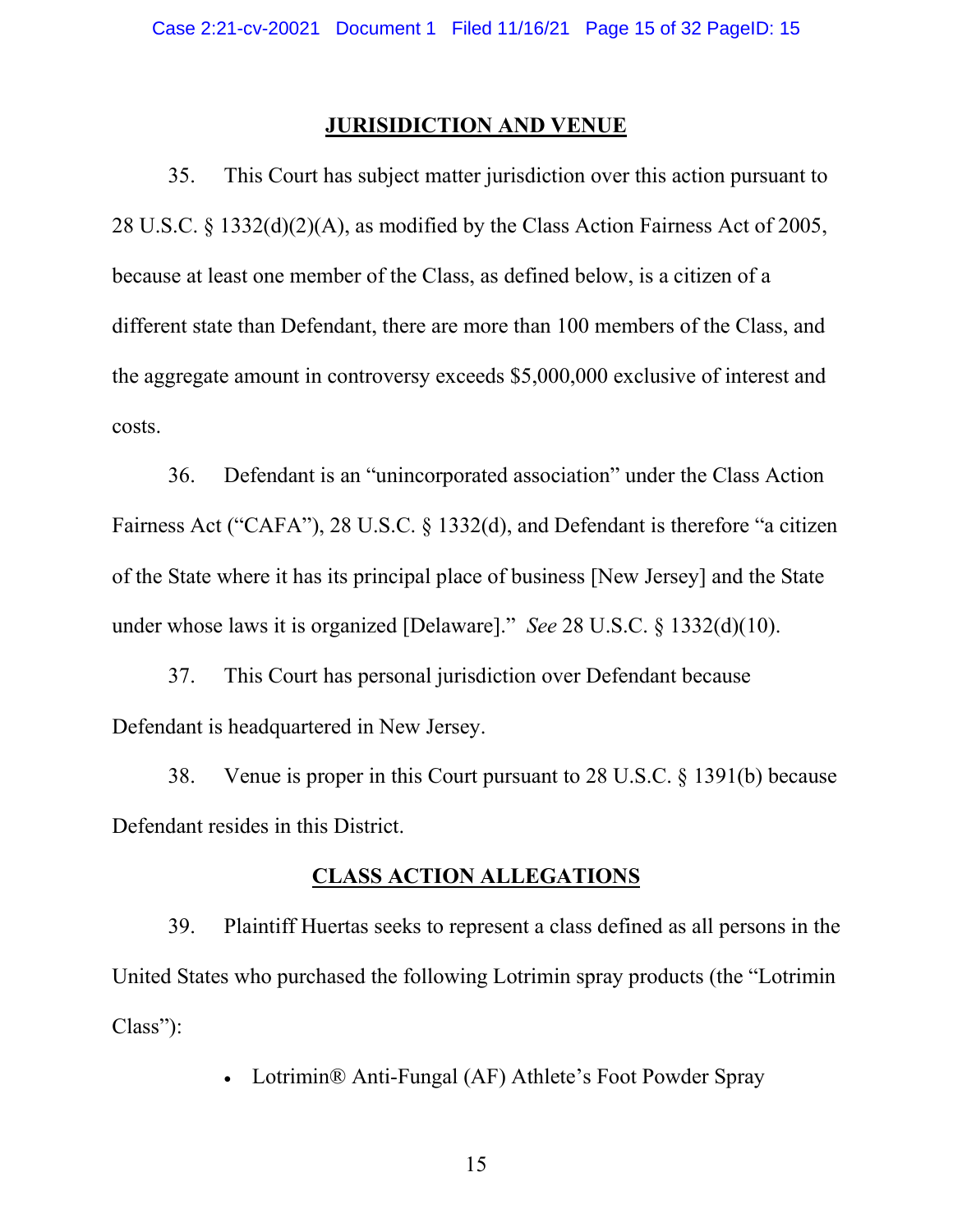## JURISIDICTION AND VENUE

35. This Court has subject matter jurisdiction over this action pursuant to 28 U.S.C. § 1332(d)(2)(A), as modified by the Class Action Fairness Act of 2005, because at least one member of the Class, as defined below, is a citizen of a different state than Defendant, there are more than 100 members of the Class, and the aggregate amount in controversy exceeds $5,000,000 exclusive of interest and costs.

36. Defendant is an "unincorporated association" under the Class Action Fairness Act ("CAFA"), 28 U.S.C. § 1332(d), and Defendant is therefore "a citizen of the State where it has its principal place of business [New Jersey] and the State under whose laws it is organized [Delaware]." *See* 28 U.S.C. § 1332(d)(10).

37. This Court has personal jurisdiction over Defendant because Defendant is headquartered in New Jersey.

38. Venue is proper in this Court pursuant to 28 U.S.C. § 1391(b) because Defendant resides in this District.

## CLASS ACTION ALLEGATIONS

39. Plaintiff Huertas seeks to represent a class defined as all persons in the United States who purchased the following Lotrimin spray products (the "Lotrimin Class"):

- Lotrimin® Anti-Fungal (AF) Athlete's Foot Powder Spray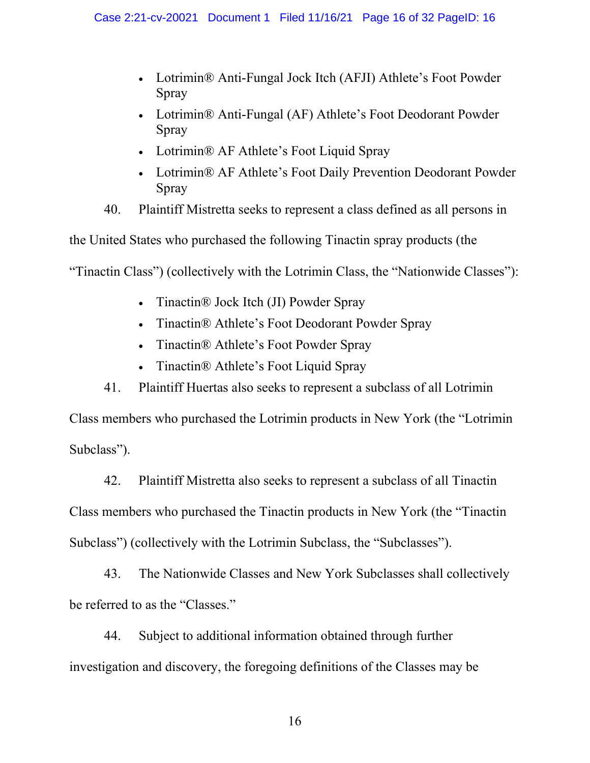- Lotrimin® Anti-Fungal Jock Itch (AFJI) Athlete's Foot Powder Spray
- Lotrimin® Anti-Fungal (AF) Athlete's Foot Deodorant Powder Spray
- Lotrimin® AF Athlete's Foot Liquid Spray
- Lotrimin® AF Athlete's Foot Daily Prevention Deodorant Powder Spray

40. Plaintiff Mistretta seeks to represent a class defined as all persons in the United States who purchased the following Tinactin spray products (the "Tinactin Class") (collectively with the Lotrimin Class, the "Nationwide Classes"):

- Tinactin® Jock Itch (JI) Powder Spray
- Tinactin® Athlete's Foot Deodorant Powder Spray
- Tinactin® Athlete's Foot Powder Spray
- Tinactin® Athlete's Foot Liquid Spray

41. Plaintiff Huertas also seeks to represent a subclass of all Lotrimin Class members who purchased the Lotrimin products in New York (the "Lotrimin Subclass").

42. Plaintiff Mistretta also seeks to represent a subclass of all Tinactin Class members who purchased the Tinactin products in New York (the "Tinactin Subclass") (collectively with the Lotrimin Subclass, the "Subclasses").

43. The Nationwide Classes and New York Subclasses shall collectively be referred to as the "Classes."

44. Subject to additional information obtained through further investigation and discovery, the foregoing definitions of the Classes may be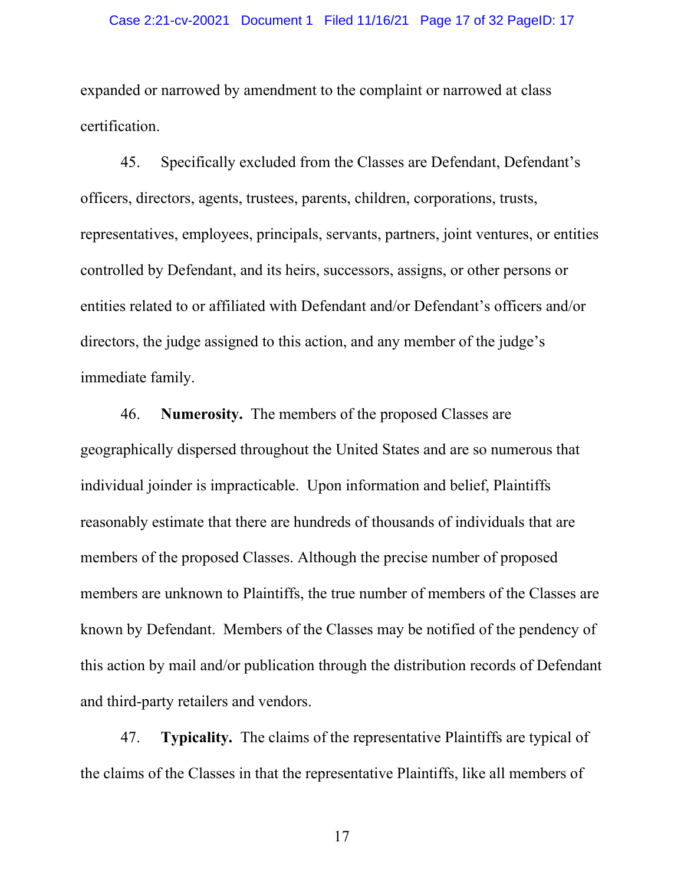expanded or narrowed by amendment to the complaint or narrowed at class certification.

45. Specifically excluded from the Classes are Defendant, Defendant's officers, directors, agents, trustees, parents, children, corporations, trusts, representatives, employees, principals, servants, partners, joint ventures, or entities controlled by Defendant, and its heirs, successors, assigns, or other persons or entities related to or affiliated with Defendant and/or Defendant's officers and/or directors, the judge assigned to this action, and any member of the judge's immediate family.

46. **Numerosity.** The members of the proposed Classes are geographically dispersed throughout the United States and are so numerous that individual joinder is impracticable. Upon information and belief, Plaintiffs reasonably estimate that there are hundreds of thousands of individuals that are members of the proposed Classes. Although the precise number of proposed members are unknown to Plaintiffs, the true number of members of the Classes are known by Defendant. Members of the Classes may be notified of the pendency of this action by mail and/or publication through the distribution records of Defendant and third-party retailers and vendors.

47. **Typicality.** The claims of the representative Plaintiffs are typical of the claims of the Classes in that the representative Plaintiffs, like all members of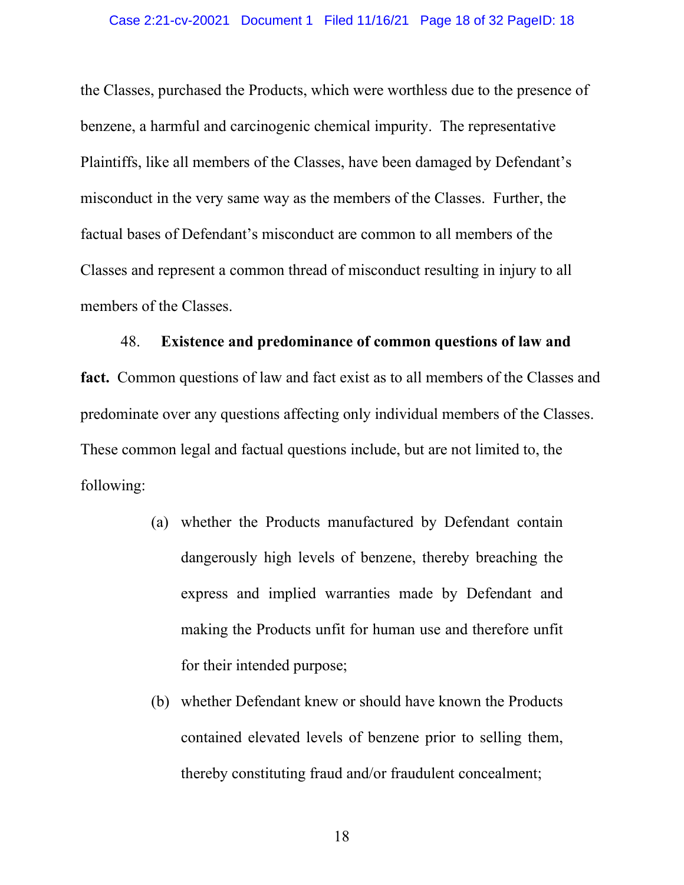the Classes, purchased the Products, which were worthless due to the presence of benzene, a harmful and carcinogenic chemical impurity. The representative Plaintiffs, like all members of the Classes, have been damaged by Defendant's misconduct in the very same way as the members of the Classes. Further, the factual bases of Defendant's misconduct are common to all members of the Classes and represent a common thread of misconduct resulting in injury to all members of the Classes.

48. **Existence and predominance of common questions of law and fact.** Common questions of law and fact exist as to all members of the Classes and predominate over any questions affecting only individual members of the Classes. These common legal and factual questions include, but are not limited to, the following:

(a) whether the Products manufactured by Defendant contain dangerously high levels of benzene, thereby breaching the express and implied warranties made by Defendant and making the Products unfit for human use and therefore unfit for their intended purpose;

(b) whether Defendant knew or should have known the Products contained elevated levels of benzene prior to selling them, thereby constituting fraud and/or fraudulent concealment;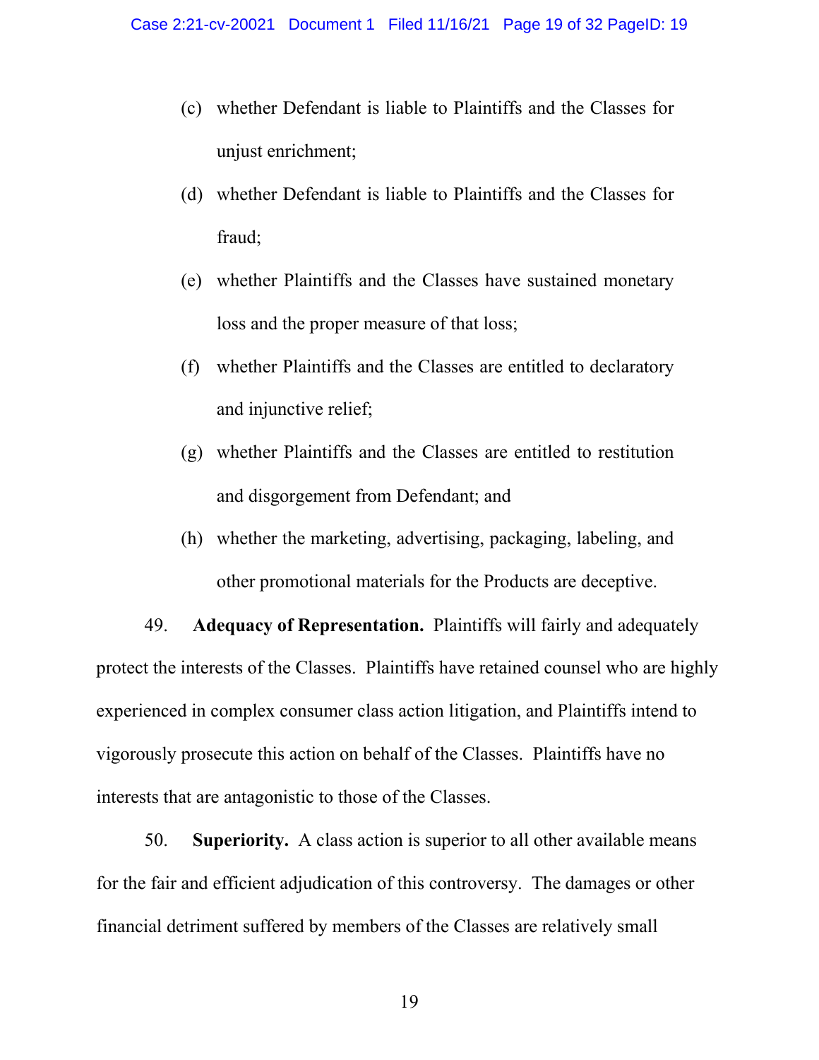(c) whether Defendant is liable to Plaintiffs and the Classes for unjust enrichment;

(d) whether Defendant is liable to Plaintiffs and the Classes for fraud;

(e) whether Plaintiffs and the Classes have sustained monetary loss and the proper measure of that loss;

(f) whether Plaintiffs and the Classes are entitled to declaratory and injunctive relief;

(g) whether Plaintiffs and the Classes are entitled to restitution and disgorgement from Defendant; and

(h) whether the marketing, advertising, packaging, labeling, and other promotional materials for the Products are deceptive.

49. **Adequacy of Representation.** Plaintiffs will fairly and adequately protect the interests of the Classes. Plaintiffs have retained counsel who are highly experienced in complex consumer class action litigation, and Plaintiffs intend to vigorously prosecute this action on behalf of the Classes. Plaintiffs have no interests that are antagonistic to those of the Classes.

50. **Superiority.** A class action is superior to all other available means for the fair and efficient adjudication of this controversy. The damages or other financial detriment suffered by members of the Classes are relatively small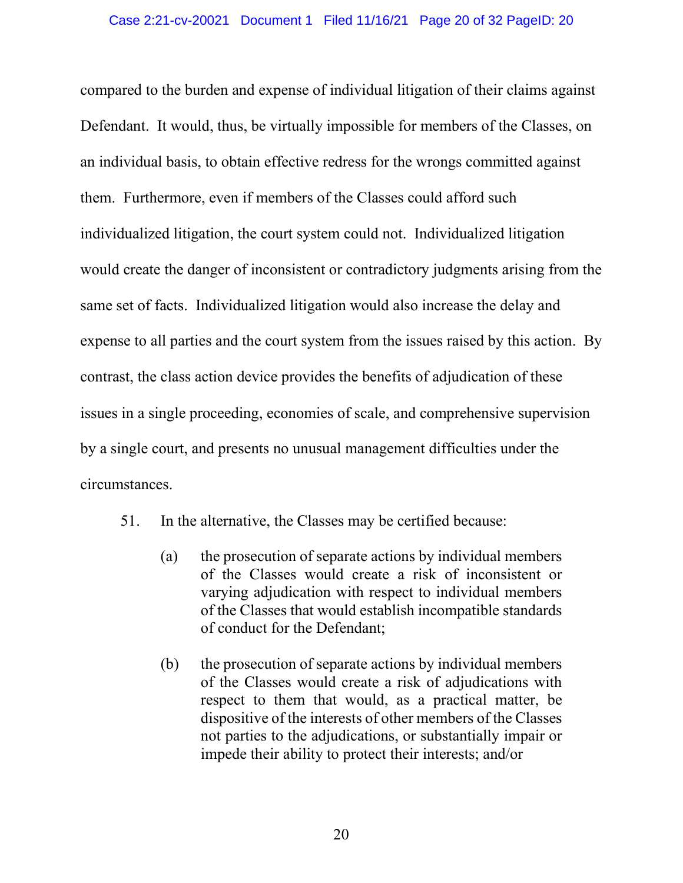compared to the burden and expense of individual litigation of their claims against Defendant. It would, thus, be virtually impossible for members of the Classes, on an individual basis, to obtain effective redress for the wrongs committed against them. Furthermore, even if members of the Classes could afford such individualized litigation, the court system could not. Individualized litigation would create the danger of inconsistent or contradictory judgments arising from the same set of facts. Individualized litigation would also increase the delay and expense to all parties and the court system from the issues raised by this action. By contrast, the class action device provides the benefits of adjudication of these issues in a single proceeding, economies of scale, and comprehensive supervision by a single court, and presents no unusual management difficulties under the circumstances.

51. In the alternative, the Classes may be certified because:

(a) the prosecution of separate actions by individual members of the Classes would create a risk of inconsistent or varying adjudication with respect to individual members of the Classes that would establish incompatible standards of conduct for the Defendant;

(b) the prosecution of separate actions by individual members of the Classes would create a risk of adjudications with respect to them that would, as a practical matter, be dispositive of the interests of other members of the Classes not parties to the adjudications, or substantially impair or impede their ability to protect their interests; and/or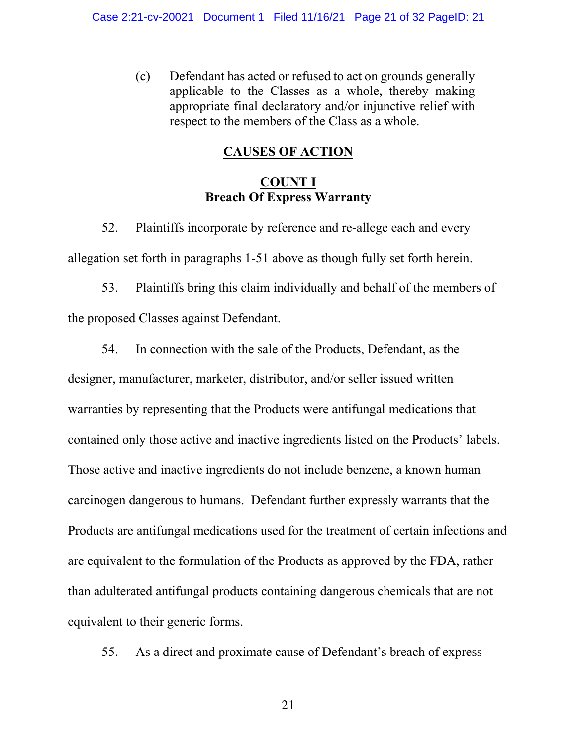(c) Defendant has acted or refused to act on grounds generally applicable to the Classes as a whole, thereby making appropriate final declaratory and/or injunctive relief with respect to the members of the Class as a whole.

## CAUSES OF ACTION

### COUNT I
### Breach Of Express Warranty

52. Plaintiffs incorporate by reference and re-allege each and every allegation set forth in paragraphs 1-51 above as though fully set forth herein.

53. Plaintiffs bring this claim individually and behalf of the members of the proposed Classes against Defendant.

54. In connection with the sale of the Products, Defendant, as the designer, manufacturer, marketer, distributor, and/or seller issued written warranties by representing that the Products were antifungal medications that contained only those active and inactive ingredients listed on the Products' labels. Those active and inactive ingredients do not include benzene, a known human carcinogen dangerous to humans. Defendant further expressly warrants that the Products are antifungal medications used for the treatment of certain infections and are equivalent to the formulation of the Products as approved by the FDA, rather than adulterated antifungal products containing dangerous chemicals that are not equivalent to their generic forms.

55. As a direct and proximate cause of Defendant's breach of express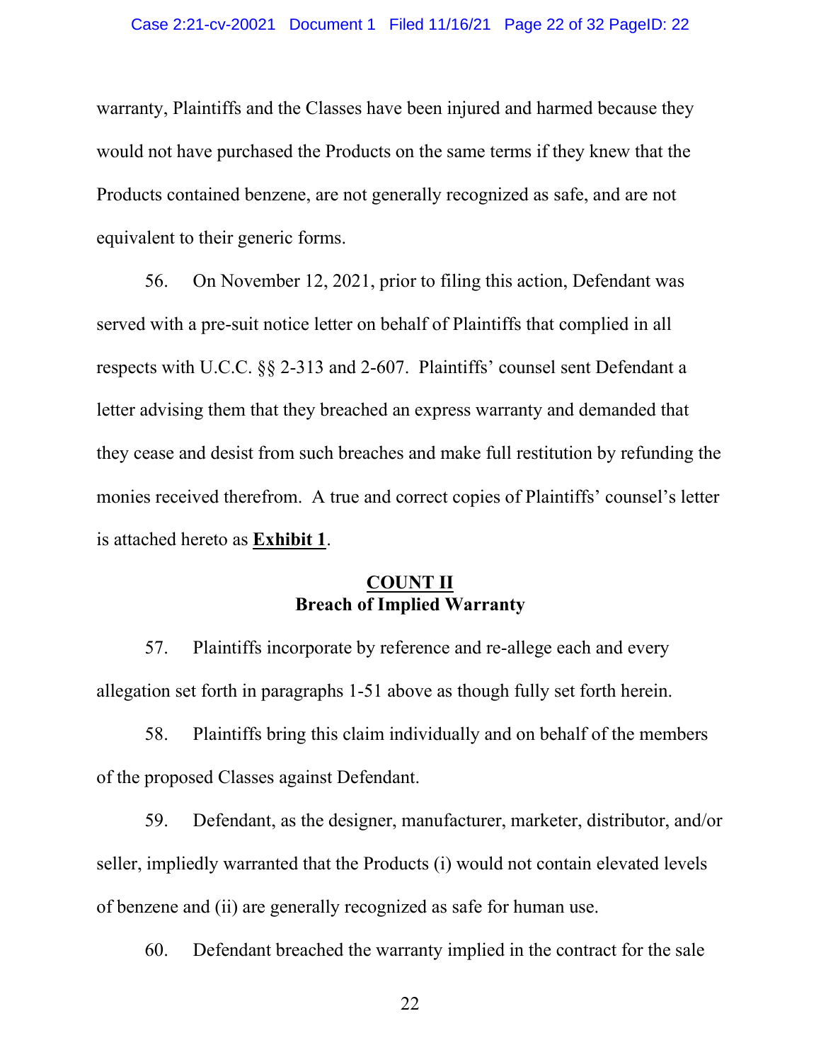warranty, Plaintiffs and the Classes have been injured and harmed because they would not have purchased the Products on the same terms if they knew that the Products contained benzene, are not generally recognized as safe, and are not equivalent to their generic forms.

56. On November 12, 2021, prior to filing this action, Defendant was served with a pre-suit notice letter on behalf of Plaintiffs that complied in all respects with U.C.C. §§ 2-313 and 2-607. Plaintiffs' counsel sent Defendant a letter advising them that they breached an express warranty and demanded that they cease and desist from such breaches and make full restitution by refunding the monies received therefrom. A true and correct copies of Plaintiffs' counsel's letter is attached hereto as **Exhibit 1**.

## COUNT II
## Breach of Implied Warranty

57. Plaintiffs incorporate by reference and re-allege each and every allegation set forth in paragraphs 1-51 above as though fully set forth herein.

58. Plaintiffs bring this claim individually and on behalf of the members of the proposed Classes against Defendant.

59. Defendant, as the designer, manufacturer, marketer, distributor, and/or seller, impliedly warranted that the Products (i) would not contain elevated levels of benzene and (ii) are generally recognized as safe for human use.

60. Defendant breached the warranty implied in the contract for the sale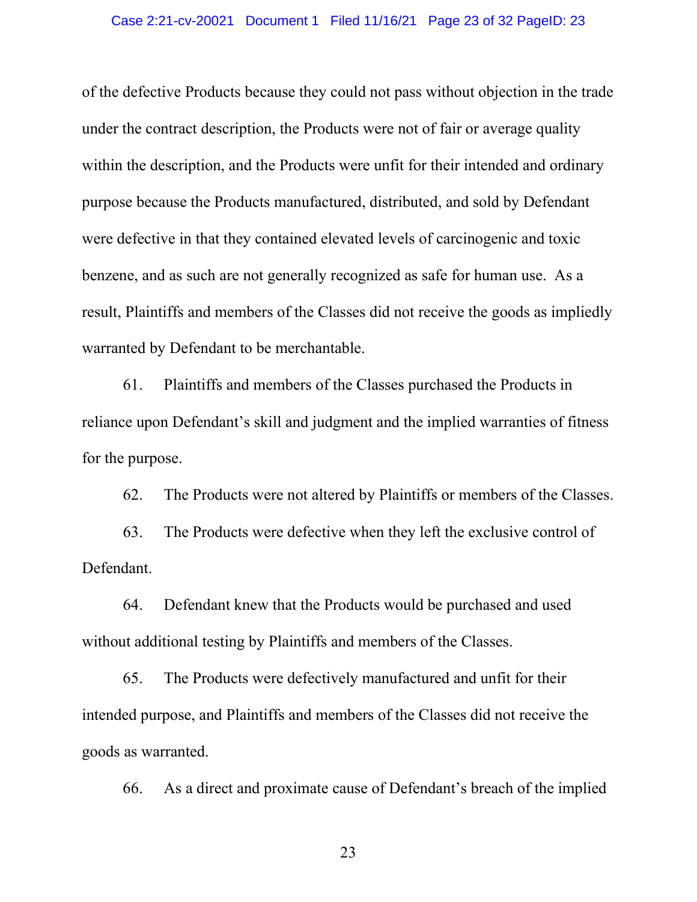of the defective Products because they could not pass without objection in the trade under the contract description, the Products were not of fair or average quality within the description, and the Products were unfit for their intended and ordinary purpose because the Products manufactured, distributed, and sold by Defendant were defective in that they contained elevated levels of carcinogenic and toxic benzene, and as such are not generally recognized as safe for human use. As a result, Plaintiffs and members of the Classes did not receive the goods as impliedly warranted by Defendant to be merchantable.

61. Plaintiffs and members of the Classes purchased the Products in reliance upon Defendant's skill and judgment and the implied warranties of fitness for the purpose.

62. The Products were not altered by Plaintiffs or members of the Classes.

63. The Products were defective when they left the exclusive control of Defendant.

64. Defendant knew that the Products would be purchased and used without additional testing by Plaintiffs and members of the Classes.

65. The Products were defectively manufactured and unfit for their intended purpose, and Plaintiffs and members of the Classes did not receive the goods as warranted.

66. As a direct and proximate cause of Defendant's breach of the implied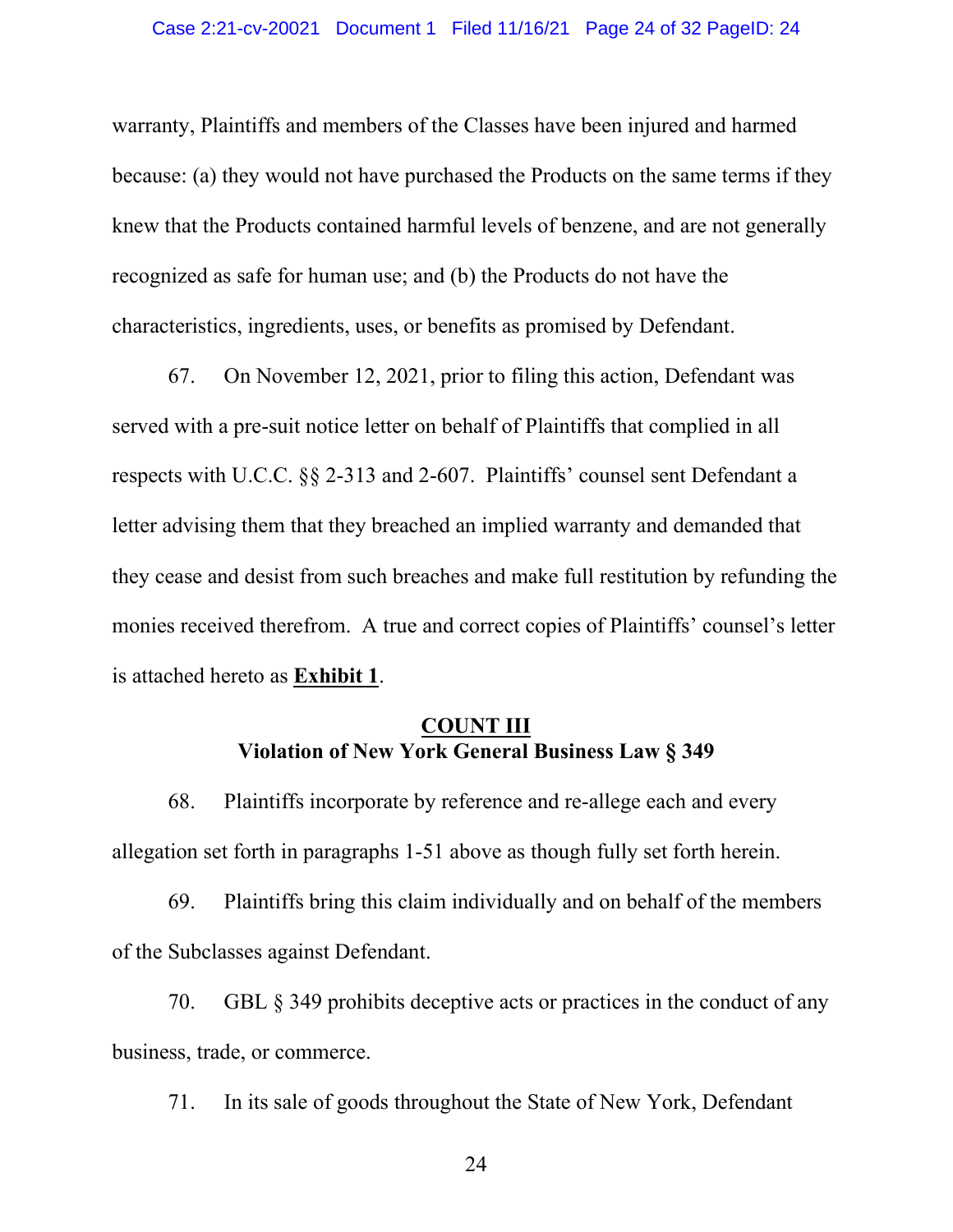warranty, Plaintiffs and members of the Classes have been injured and harmed because: (a) they would not have purchased the Products on the same terms if they knew that the Products contained harmful levels of benzene, and are not generally recognized as safe for human use; and (b) the Products do not have the characteristics, ingredients, uses, or benefits as promised by Defendant.

67. On November 12, 2021, prior to filing this action, Defendant was served with a pre-suit notice letter on behalf of Plaintiffs that complied in all respects with U.C.C. §§ 2-313 and 2-607. Plaintiffs' counsel sent Defendant a letter advising them that they breached an implied warranty and demanded that they cease and desist from such breaches and make full restitution by refunding the monies received therefrom. A true and correct copies of Plaintiffs' counsel's letter is attached hereto as **Exhibit 1**.

**COUNT III**
**Violation of New York General Business Law § 349**

68. Plaintiffs incorporate by reference and re-allege each and every allegation set forth in paragraphs 1-51 above as though fully set forth herein.

69. Plaintiffs bring this claim individually and on behalf of the members of the Subclasses against Defendant.

70. GBL § 349 prohibits deceptive acts or practices in the conduct of any business, trade, or commerce.

71. In its sale of goods throughout the State of New York, Defendant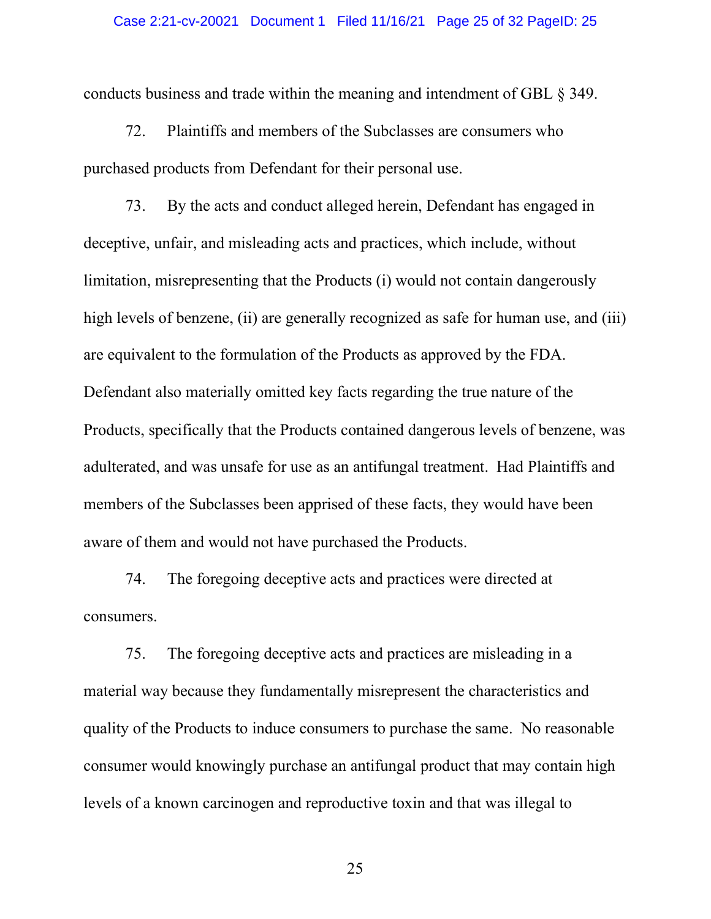conducts business and trade within the meaning and intendment of GBL § 349.

72. Plaintiffs and members of the Subclasses are consumers who purchased products from Defendant for their personal use.

73. By the acts and conduct alleged herein, Defendant has engaged in deceptive, unfair, and misleading acts and practices, which include, without limitation, misrepresenting that the Products (i) would not contain dangerously high levels of benzene, (ii) are generally recognized as safe for human use, and (iii) are equivalent to the formulation of the Products as approved by the FDA. Defendant also materially omitted key facts regarding the true nature of the Products, specifically that the Products contained dangerous levels of benzene, was adulterated, and was unsafe for use as an antifungal treatment. Had Plaintiffs and members of the Subclasses been apprised of these facts, they would have been aware of them and would not have purchased the Products.

74. The foregoing deceptive acts and practices were directed at consumers.

75. The foregoing deceptive acts and practices are misleading in a material way because they fundamentally misrepresent the characteristics and quality of the Products to induce consumers to purchase the same. No reasonable consumer would knowingly purchase an antifungal product that may contain high levels of a known carcinogen and reproductive toxin and that was illegal to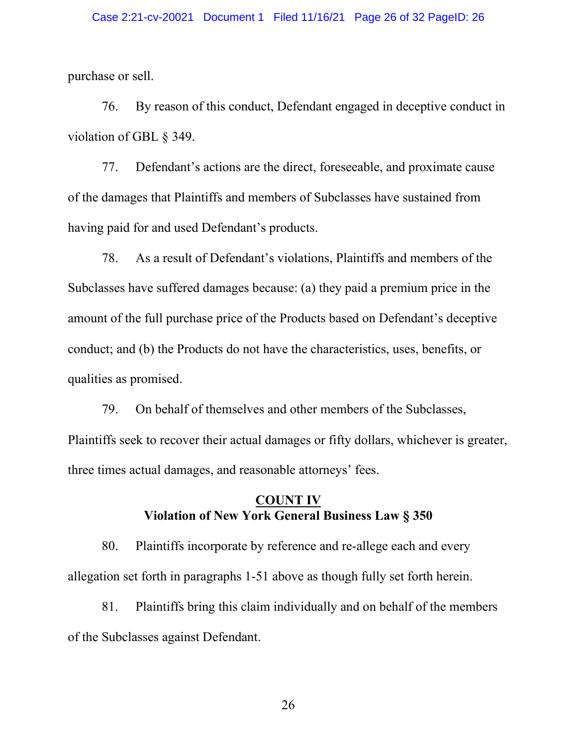purchase or sell.

76. By reason of this conduct, Defendant engaged in deceptive conduct in violation of GBL § 349.

77. Defendant's actions are the direct, foreseeable, and proximate cause of the damages that Plaintiffs and members of Subclasses have sustained from having paid for and used Defendant's products.

78. As a result of Defendant's violations, Plaintiffs and members of the Subclasses have suffered damages because: (a) they paid a premium price in the amount of the full purchase price of the Products based on Defendant's deceptive conduct; and (b) the Products do not have the characteristics, uses, benefits, or qualities as promised.

79. On behalf of themselves and other members of the Subclasses, Plaintiffs seek to recover their actual damages or fifty dollars, whichever is greater, three times actual damages, and reasonable attorneys' fees.

## COUNT IV
**Violation of New York General Business Law § 350**

80. Plaintiffs incorporate by reference and re-allege each and every allegation set forth in paragraphs 1-51 above as though fully set forth herein.

81. Plaintiffs bring this claim individually and on behalf of the members of the Subclasses against Defendant.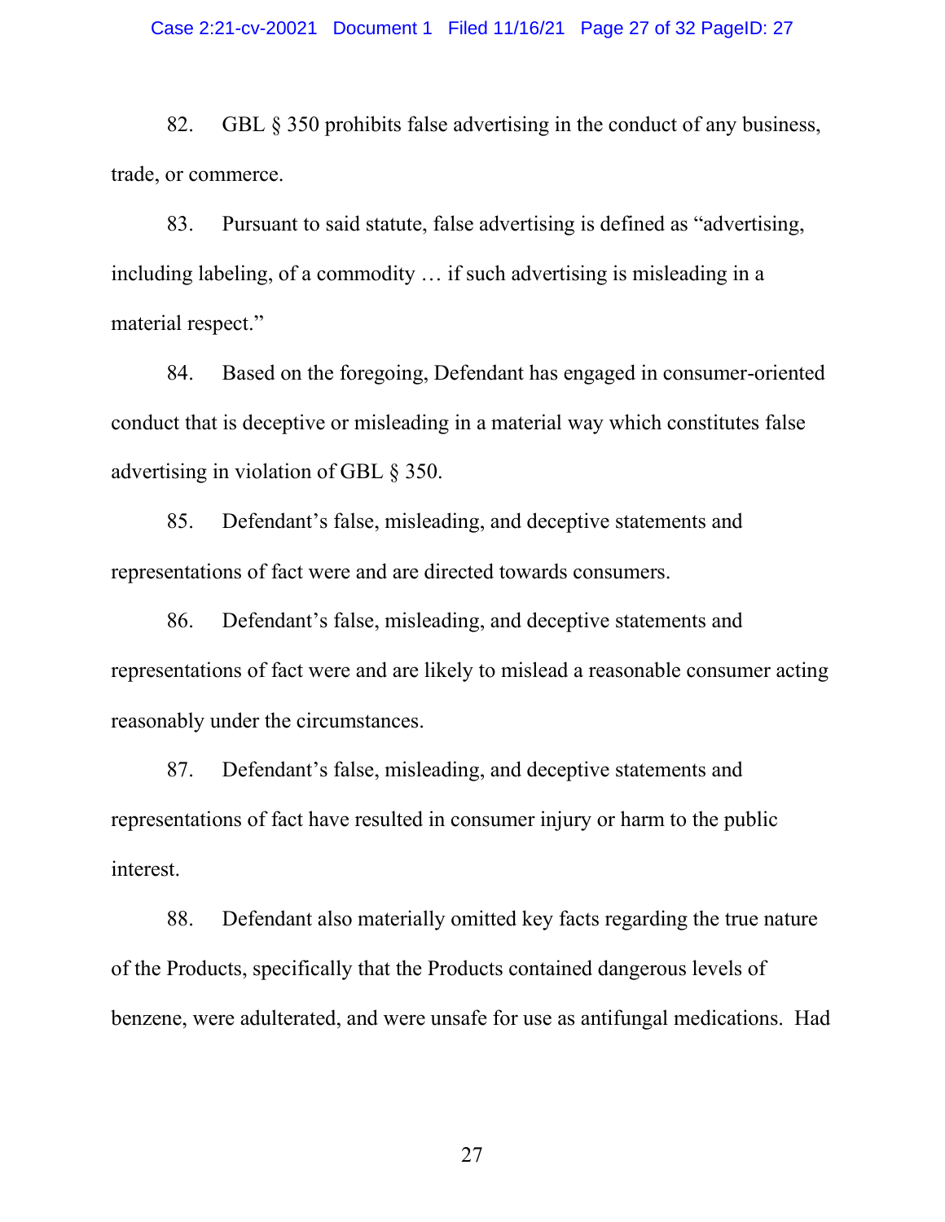82. GBL § 350 prohibits false advertising in the conduct of any business, trade, or commerce.

83. Pursuant to said statute, false advertising is defined as "advertising, including labeling, of a commodity … if such advertising is misleading in a material respect."

84. Based on the foregoing, Defendant has engaged in consumer-oriented conduct that is deceptive or misleading in a material way which constitutes false advertising in violation of GBL § 350.

85. Defendant's false, misleading, and deceptive statements and representations of fact were and are directed towards consumers.

86. Defendant's false, misleading, and deceptive statements and representations of fact were and are likely to mislead a reasonable consumer acting reasonably under the circumstances.

87. Defendant's false, misleading, and deceptive statements and representations of fact have resulted in consumer injury or harm to the public interest.

88. Defendant also materially omitted key facts regarding the true nature of the Products, specifically that the Products contained dangerous levels of benzene, were adulterated, and were unsafe for use as antifungal medications. Had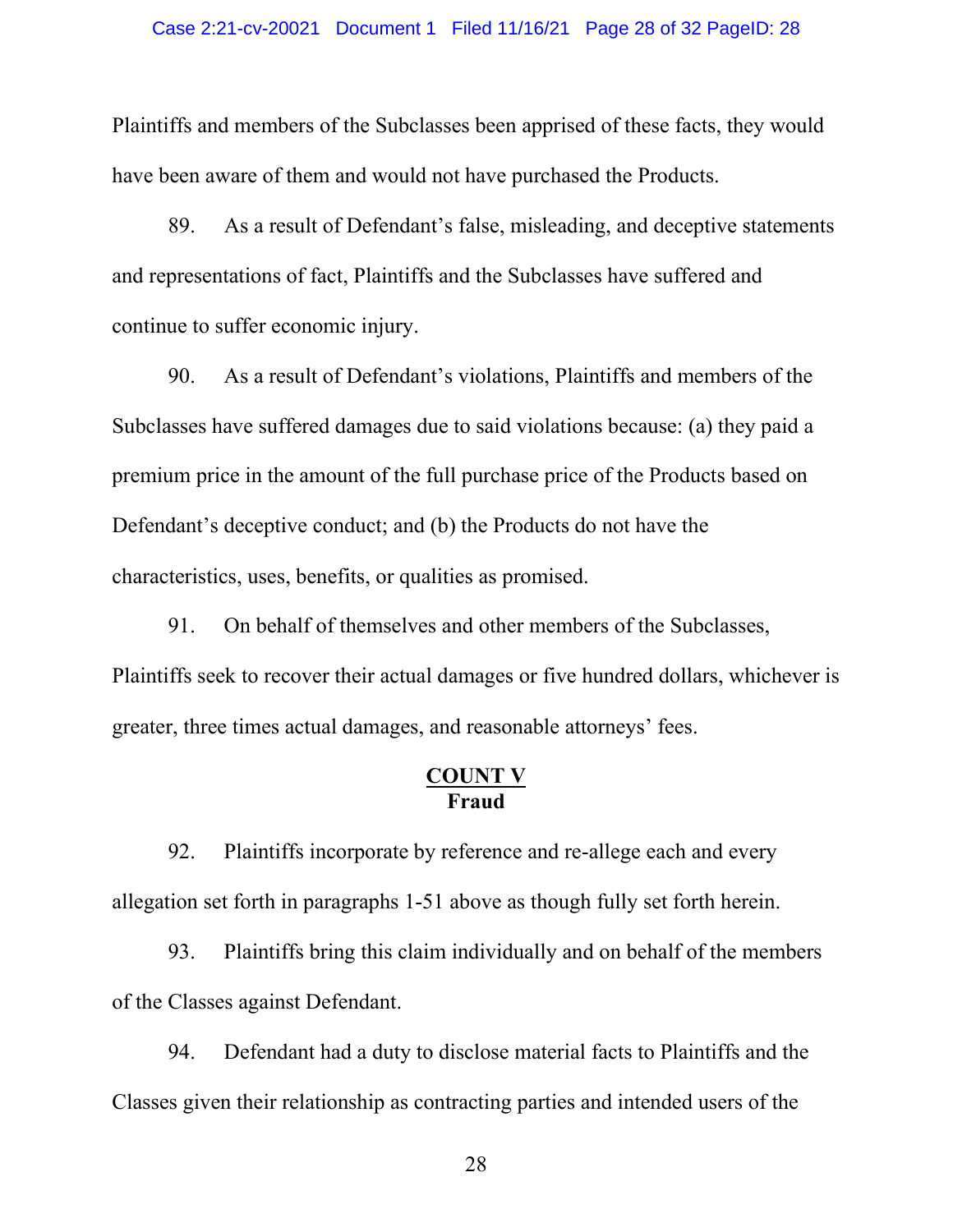Plaintiffs and members of the Subclasses been apprised of these facts, they would have been aware of them and would not have purchased the Products.

89. As a result of Defendant's false, misleading, and deceptive statements and representations of fact, Plaintiffs and the Subclasses have suffered and continue to suffer economic injury.

90. As a result of Defendant's violations, Plaintiffs and members of the Subclasses have suffered damages due to said violations because: (a) they paid a premium price in the amount of the full purchase price of the Products based on Defendant's deceptive conduct; and (b) the Products do not have the characteristics, uses, benefits, or qualities as promised.

91. On behalf of themselves and other members of the Subclasses, Plaintiffs seek to recover their actual damages or five hundred dollars, whichever is greater, three times actual damages, and reasonable attorneys' fees.

## COUNT V
## Fraud

92. Plaintiffs incorporate by reference and re-allege each and every allegation set forth in paragraphs 1-51 above as though fully set forth herein.

93. Plaintiffs bring this claim individually and on behalf of the members of the Classes against Defendant.

94. Defendant had a duty to disclose material facts to Plaintiffs and the Classes given their relationship as contracting parties and intended users of the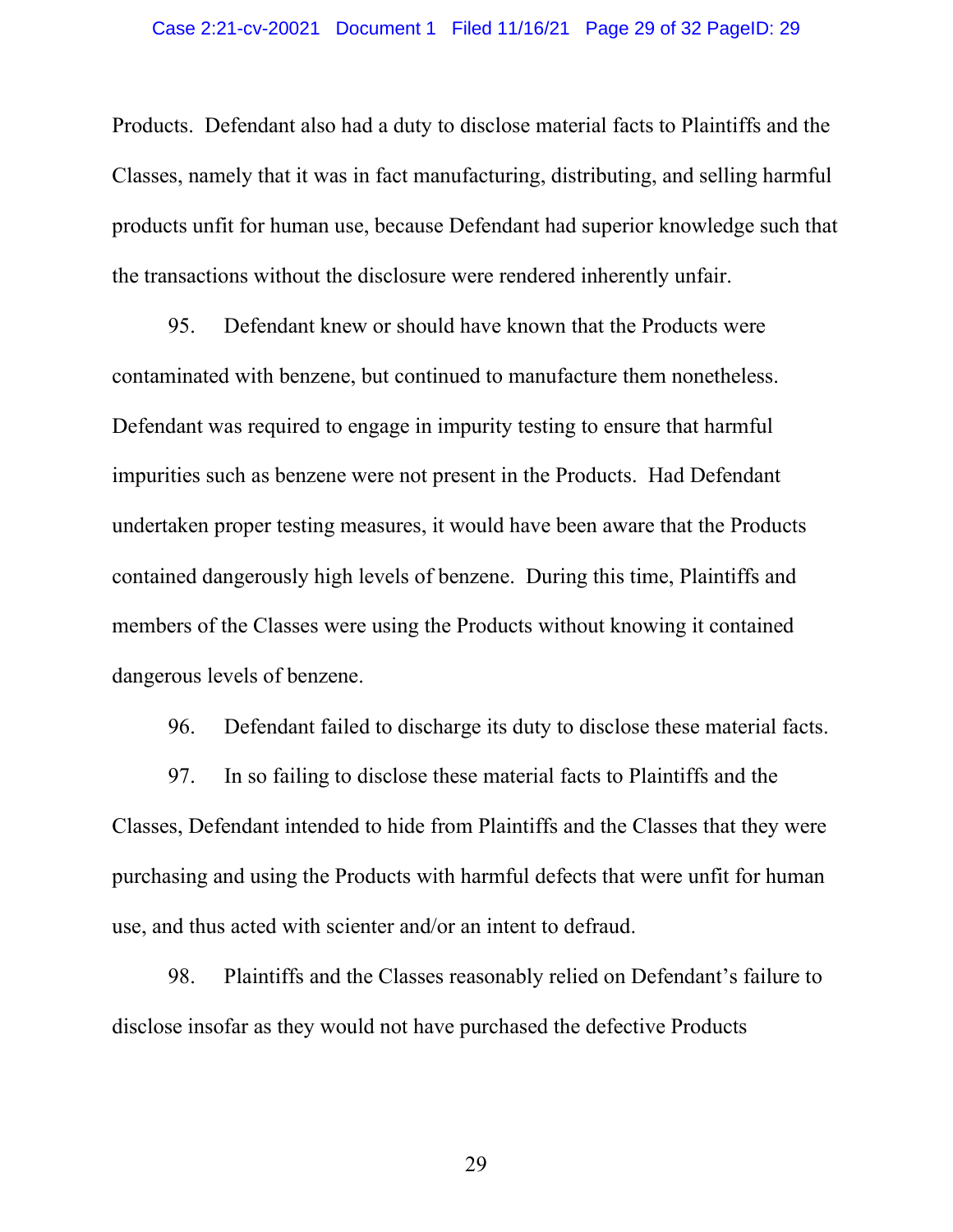Products. Defendant also had a duty to disclose material facts to Plaintiffs and the Classes, namely that it was in fact manufacturing, distributing, and selling harmful products unfit for human use, because Defendant had superior knowledge such that the transactions without the disclosure were rendered inherently unfair.

95. Defendant knew or should have known that the Products were contaminated with benzene, but continued to manufacture them nonetheless. Defendant was required to engage in impurity testing to ensure that harmful impurities such as benzene were not present in the Products. Had Defendant undertaken proper testing measures, it would have been aware that the Products contained dangerously high levels of benzene. During this time, Plaintiffs and members of the Classes were using the Products without knowing it contained dangerous levels of benzene.

96. Defendant failed to discharge its duty to disclose these material facts.

97. In so failing to disclose these material facts to Plaintiffs and the Classes, Defendant intended to hide from Plaintiffs and the Classes that they were purchasing and using the Products with harmful defects that were unfit for human use, and thus acted with scienter and/or an intent to defraud.

98. Plaintiffs and the Classes reasonably relied on Defendant's failure to disclose insofar as they would not have purchased the defective Products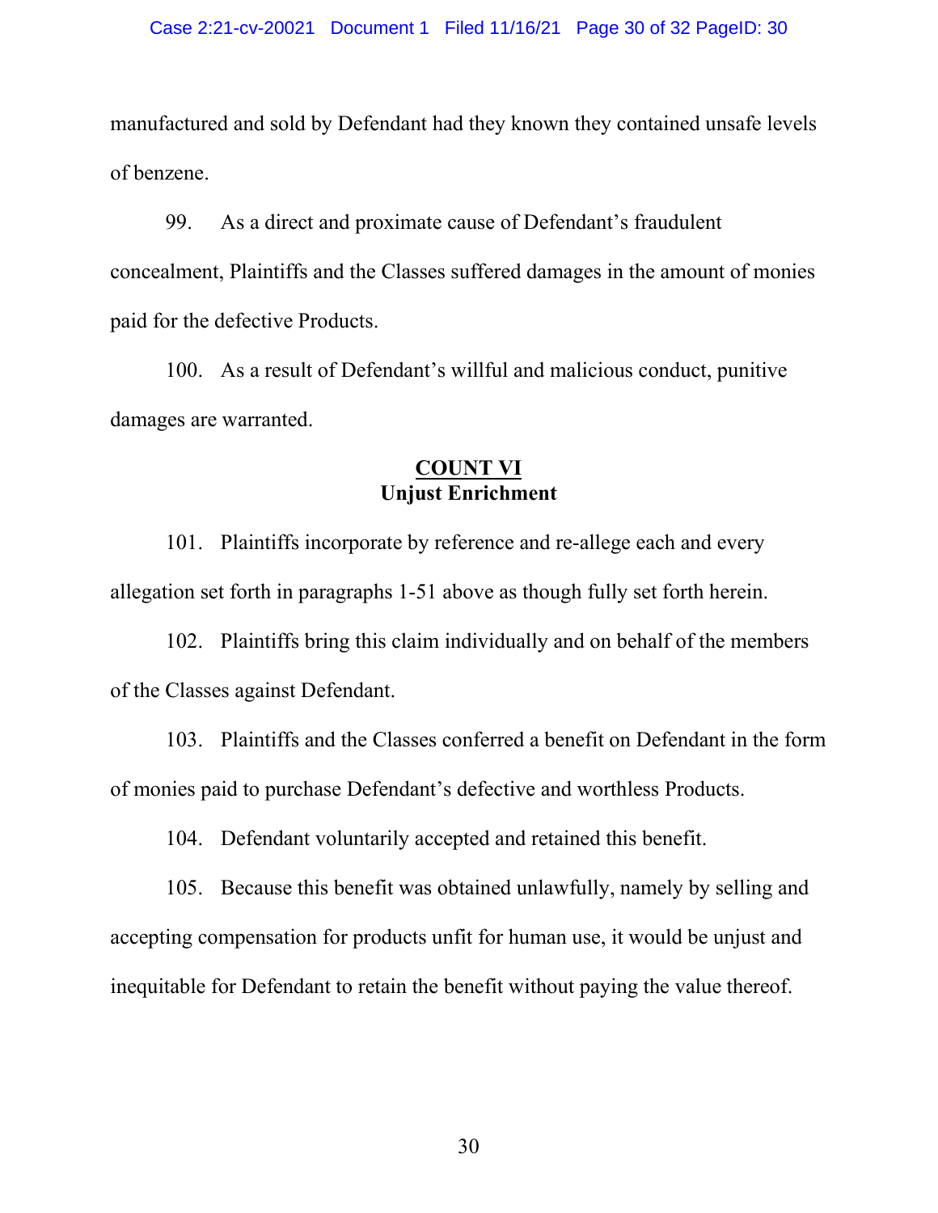manufactured and sold by Defendant had they known they contained unsafe levels of benzene.

99. As a direct and proximate cause of Defendant's fraudulent concealment, Plaintiffs and the Classes suffered damages in the amount of monies paid for the defective Products.

100. As a result of Defendant's willful and malicious conduct, punitive damages are warranted.

## COUNT VI
### Unjust Enrichment

101. Plaintiffs incorporate by reference and re-allege each and every allegation set forth in paragraphs 1-51 above as though fully set forth herein.

102. Plaintiffs bring this claim individually and on behalf of the members of the Classes against Defendant.

103. Plaintiffs and the Classes conferred a benefit on Defendant in the form of monies paid to purchase Defendant's defective and worthless Products.

104. Defendant voluntarily accepted and retained this benefit.

105. Because this benefit was obtained unlawfully, namely by selling and accepting compensation for products unfit for human use, it would be unjust and inequitable for Defendant to retain the benefit without paying the value thereof.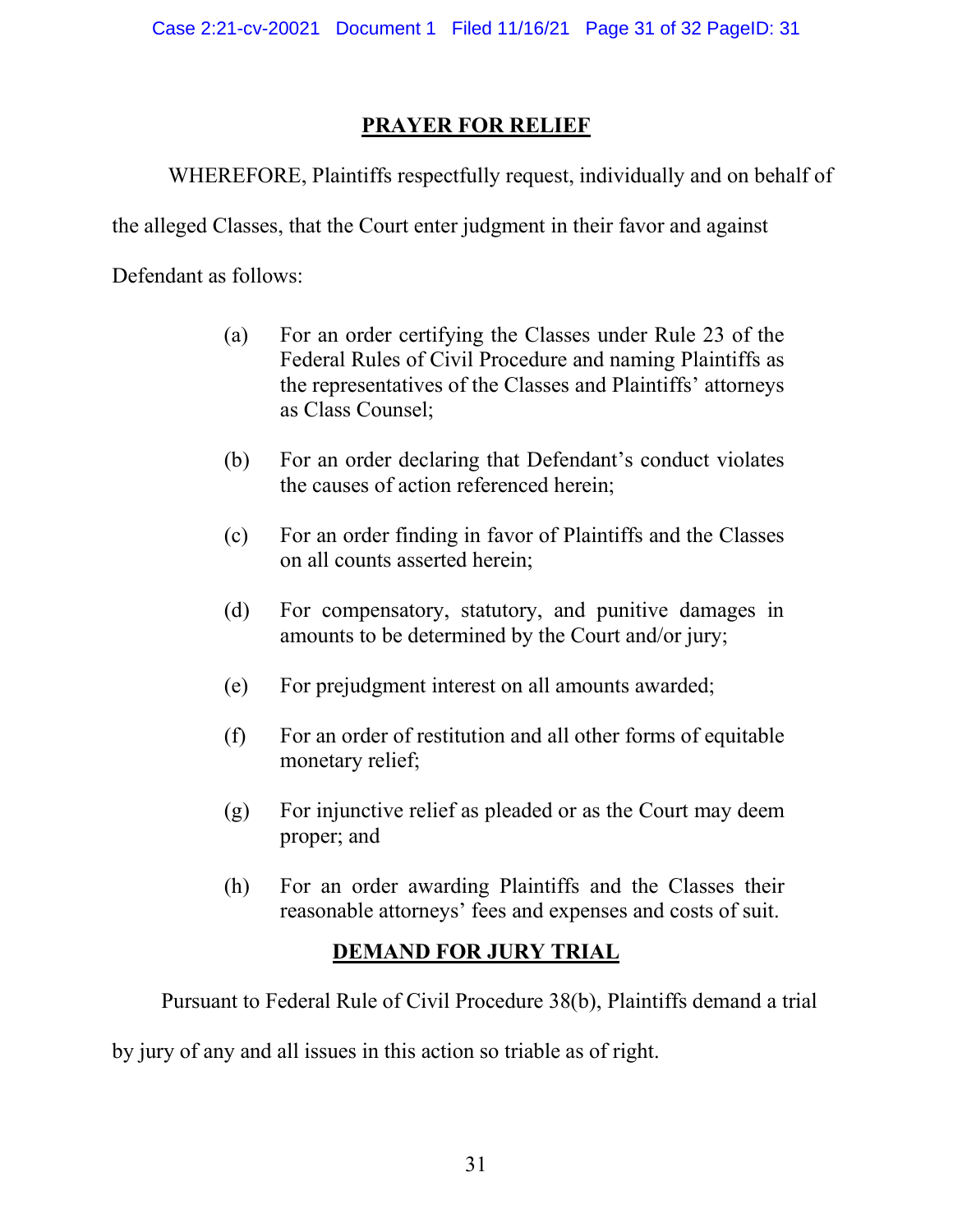## PRAYER FOR RELIEF

WHEREFORE, Plaintiffs respectfully request, individually and on behalf of the alleged Classes, that the Court enter judgment in their favor and against Defendant as follows:

(a) For an order certifying the Classes under Rule 23 of the Federal Rules of Civil Procedure and naming Plaintiffs as the representatives of the Classes and Plaintiffs' attorneys as Class Counsel;

(b) For an order declaring that Defendant's conduct violates the causes of action referenced herein;

(c) For an order finding in favor of Plaintiffs and the Classes on all counts asserted herein;

(d) For compensatory, statutory, and punitive damages in amounts to be determined by the Court and/or jury;

(e) For prejudgment interest on all amounts awarded;

(f) For an order of restitution and all other forms of equitable monetary relief;

(g) For injunctive relief as pleaded or as the Court may deem proper; and

(h) For an order awarding Plaintiffs and the Classes their reasonable attorneys' fees and expenses and costs of suit.

## DEMAND FOR JURY TRIAL

Pursuant to Federal Rule of Civil Procedure 38(b), Plaintiffs demand a trial by jury of any and all issues in this action so triable as of right.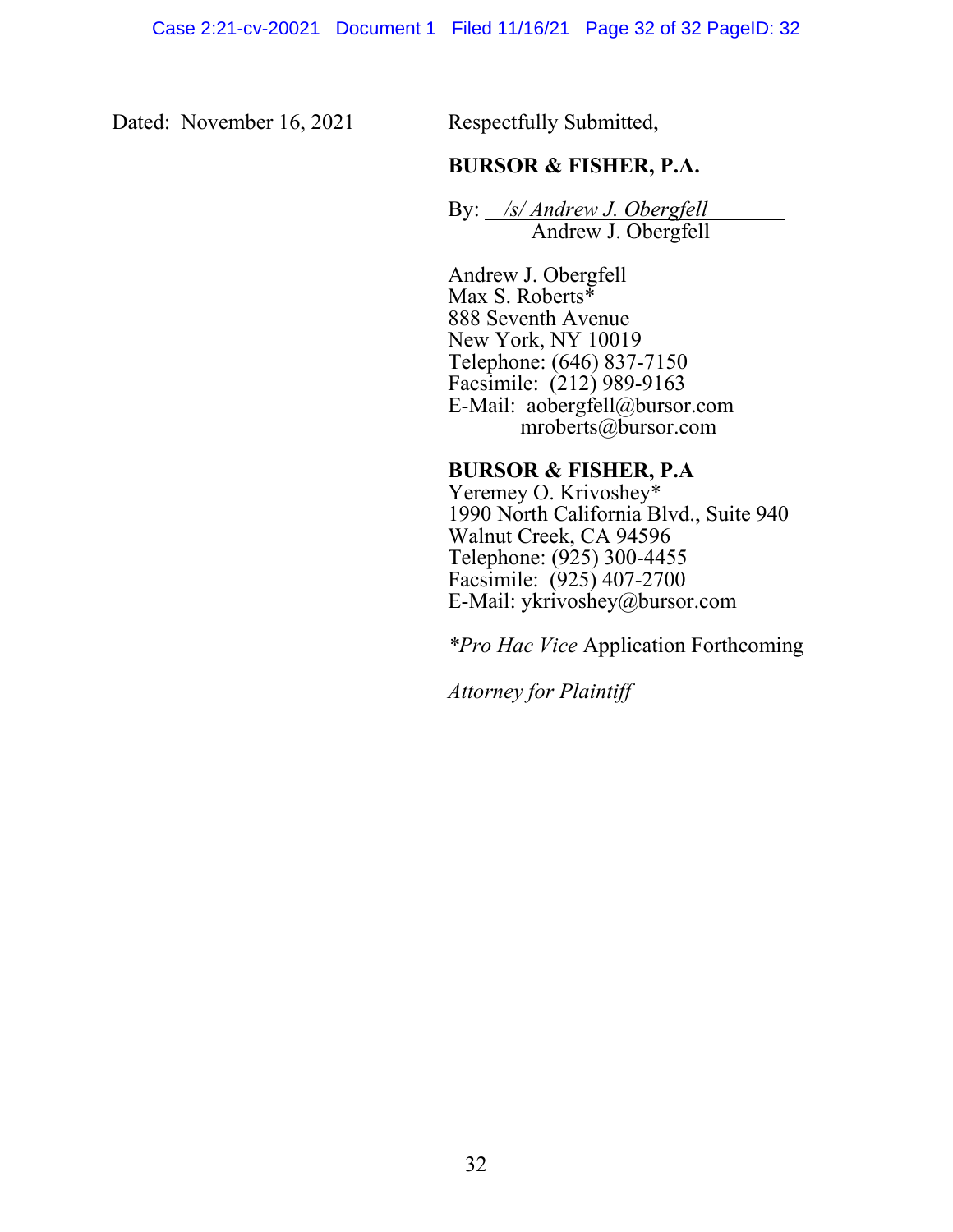Dated: November 16, 2021

Respectfully Submitted,

**BURSOR & FISHER, P.A.**

By: *\/s/ Andrew J. Obergfell*
Andrew J. Obergfell

Andrew J. Obergfell
Max S. Roberts*
888 Seventh Avenue
New York, NY 10019
Telephone: (646) 837-7150
Facsimile: (212) 989-9163
E-Mail: aobergfell@bursor.com
mroberts@bursor.com

**BURSOR & FISHER, P.A**
Yeremey O. Krivoshey*
1990 North California Blvd., Suite 940
Walnut Creek, CA 94596
Telephone: (925) 300-4455
Facsimile: (925) 407-2700
E-Mail: ykrivoshey@bursor.com

*\*Pro Hac Vice* Application Forthcoming

*Attorney for Plaintiff*